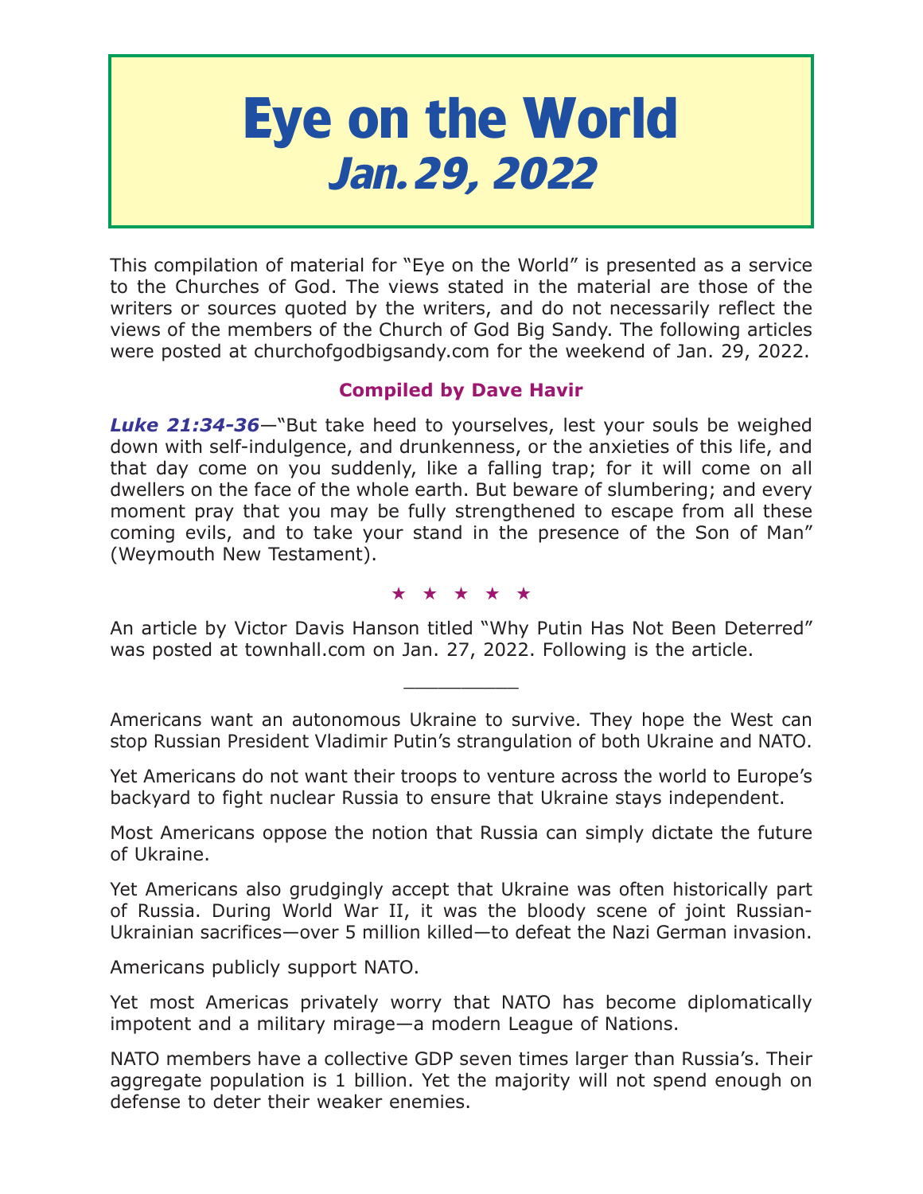# Eye on the World
## *Jan. 29, 2022*

This compilation of material for "Eye on the World" is presented as a service to the Churches of God. The views stated in the material are those of the writers or sources quoted by the writers, and do not necessarily reflect the views of the members of the Church of God Big Sandy. The following articles were posted at churchofgodbigsandy.com for the weekend of Jan. 29, 2022.

**Compiled by Dave Havir**

***Luke 21:34-36***—"But take heed to yourselves, lest your souls be weighed down with self-indulgence, and drunkenness, or the anxieties of this life, and that day come on you suddenly, like a falling trap; for it will come on all dwellers on the face of the whole earth. But beware of slumbering; and every moment pray that you may be fully strengthened to escape from all these coming evils, and to take your stand in the presence of the Son of Man" (Weymouth New Testament).

★ ★ ★ ★ ★

An article by Victor Davis Hanson titled "Why Putin Has Not Been Deterred" was posted at townhall.com on Jan. 27, 2022. Following is the article.

__________

Americans want an autonomous Ukraine to survive. They hope the West can stop Russian President Vladimir Putin's strangulation of both Ukraine and NATO.

Yet Americans do not want their troops to venture across the world to Europe's backyard to fight nuclear Russia to ensure that Ukraine stays independent.

Most Americans oppose the notion that Russia can simply dictate the future of Ukraine.

Yet Americans also grudgingly accept that Ukraine was often historically part of Russia. During World War II, it was the bloody scene of joint Russian-Ukrainian sacrifices—over 5 million killed—to defeat the Nazi German invasion.

Americans publicly support NATO.

Yet most Americas privately worry that NATO has become diplomatically impotent and a military mirage—a modern League of Nations.

NATO members have a collective GDP seven times larger than Russia's. Their aggregate population is 1 billion. Yet the majority will not spend enough on defense to deter their weaker enemies.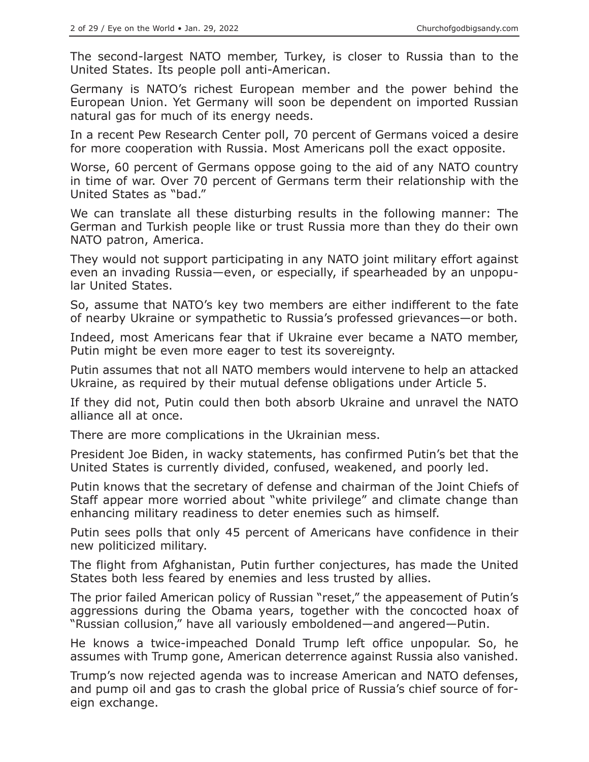The second-largest NATO member, Turkey, is closer to Russia than to the United States. Its people poll anti-American.

Germany is NATO's richest European member and the power behind the European Union. Yet Germany will soon be dependent on imported Russian natural gas for much of its energy needs.

In a recent Pew Research Center poll, 70 percent of Germans voiced a desire for more cooperation with Russia. Most Americans poll the exact opposite.

Worse, 60 percent of Germans oppose going to the aid of any NATO country in time of war. Over 70 percent of Germans term their relationship with the United States as "bad."

We can translate all these disturbing results in the following manner: The German and Turkish people like or trust Russia more than they do their own NATO patron, America.

They would not support participating in any NATO joint military effort against even an invading Russia—even, or especially, if spearheaded by an unpopular United States.

So, assume that NATO's key two members are either indifferent to the fate of nearby Ukraine or sympathetic to Russia's professed grievances—or both.

Indeed, most Americans fear that if Ukraine ever became a NATO member, Putin might be even more eager to test its sovereignty.

Putin assumes that not all NATO members would intervene to help an attacked Ukraine, as required by their mutual defense obligations under Article 5.

If they did not, Putin could then both absorb Ukraine and unravel the NATO alliance all at once.

There are more complications in the Ukrainian mess.

President Joe Biden, in wacky statements, has confirmed Putin's bet that the United States is currently divided, confused, weakened, and poorly led.

Putin knows that the secretary of defense and chairman of the Joint Chiefs of Staff appear more worried about "white privilege" and climate change than enhancing military readiness to deter enemies such as himself.

Putin sees polls that only 45 percent of Americans have confidence in their new politicized military.

The flight from Afghanistan, Putin further conjectures, has made the United States both less feared by enemies and less trusted by allies.

The prior failed American policy of Russian "reset," the appeasement of Putin's aggressions during the Obama years, together with the concocted hoax of "Russian collusion," have all variously emboldened—and angered—Putin.

He knows a twice-impeached Donald Trump left office unpopular. So, he assumes with Trump gone, American deterrence against Russia also vanished.

Trump's now rejected agenda was to increase American and NATO defenses, and pump oil and gas to crash the global price of Russia's chief source of foreign exchange.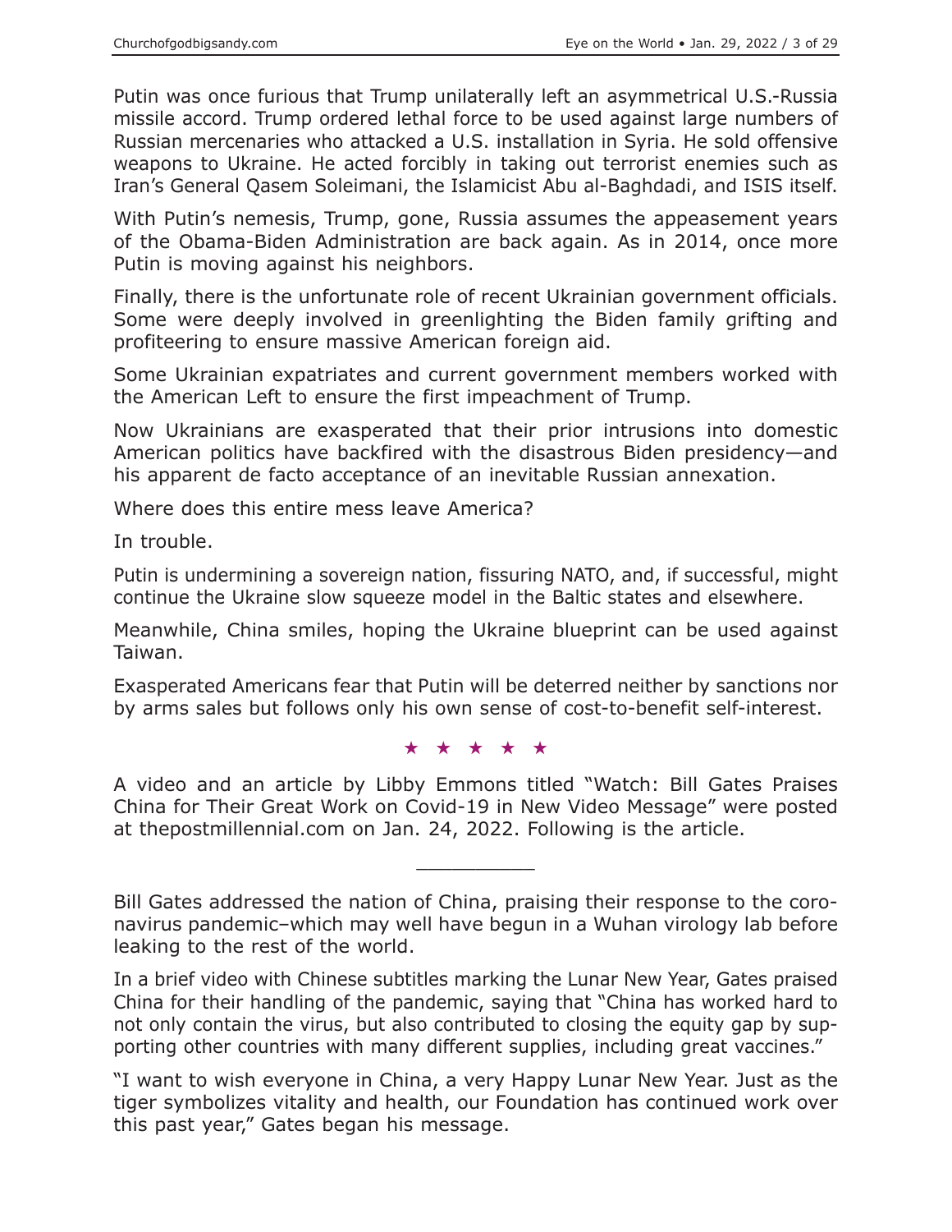Putin was once furious that Trump unilaterally left an asymmetrical U.S.-Russia missile accord. Trump ordered lethal force to be used against large numbers of Russian mercenaries who attacked a U.S. installation in Syria. He sold offensive weapons to Ukraine. He acted forcibly in taking out terrorist enemies such as Iran's General Qasem Soleimani, the Islamicist Abu al-Baghdadi, and ISIS itself.

With Putin's nemesis, Trump, gone, Russia assumes the appeasement years of the Obama-Biden Administration are back again. As in 2014, once more Putin is moving against his neighbors.

Finally, there is the unfortunate role of recent Ukrainian government officials. Some were deeply involved in greenlighting the Biden family grifting and profiteering to ensure massive American foreign aid.

Some Ukrainian expatriates and current government members worked with the American Left to ensure the first impeachment of Trump.

Now Ukrainians are exasperated that their prior intrusions into domestic American politics have backfired with the disastrous Biden presidency—and his apparent de facto acceptance of an inevitable Russian annexation.

Where does this entire mess leave America?

In trouble.

Putin is undermining a sovereign nation, fissuring NATO, and, if successful, might continue the Ukraine slow squeeze model in the Baltic states and elsewhere.

Meanwhile, China smiles, hoping the Ukraine blueprint can be used against Taiwan.

Exasperated Americans fear that Putin will be deterred neither by sanctions nor by arms sales but follows only his own sense of cost-to-benefit self-interest.

★ ★ ★ ★ ★

A video and an article by Libby Emmons titled "Watch: Bill Gates Praises China for Their Great Work on Covid-19 in New Video Message" were posted at thepostmillennial.com on Jan. 24, 2022. Following is the article.

---

Bill Gates addressed the nation of China, praising their response to the coronavirus pandemic–which may well have begun in a Wuhan virology lab before leaking to the rest of the world.

In a brief video with Chinese subtitles marking the Lunar New Year, Gates praised China for their handling of the pandemic, saying that "China has worked hard to not only contain the virus, but also contributed to closing the equity gap by supporting other countries with many different supplies, including great vaccines."

"I want to wish everyone in China, a very Happy Lunar New Year. Just as the tiger symbolizes vitality and health, our Foundation has continued work over this past year," Gates began his message.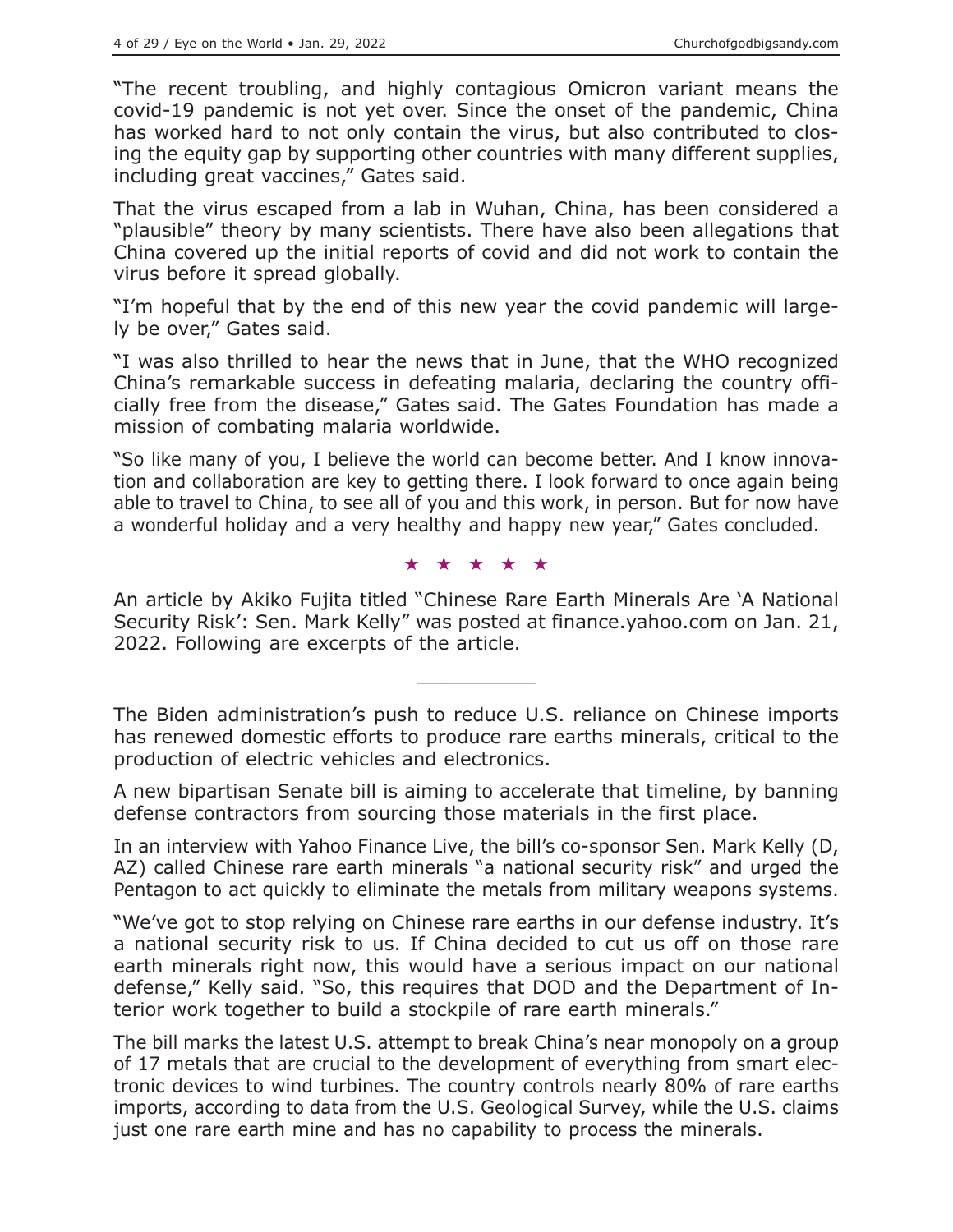"The recent troubling, and highly contagious Omicron variant means the covid-19 pandemic is not yet over. Since the onset of the pandemic, China has worked hard to not only contain the virus, but also contributed to closing the equity gap by supporting other countries with many different supplies, including great vaccines," Gates said.

That the virus escaped from a lab in Wuhan, China, has been considered a "plausible" theory by many scientists. There have also been allegations that China covered up the initial reports of covid and did not work to contain the virus before it spread globally.

"I'm hopeful that by the end of this new year the covid pandemic will largely be over," Gates said.

"I was also thrilled to hear the news that in June, that the WHO recognized China's remarkable success in defeating malaria, declaring the country officially free from the disease," Gates said. The Gates Foundation has made a mission of combating malaria worldwide.

"So like many of you, I believe the world can become better. And I know innovation and collaboration are key to getting there. I look forward to once again being able to travel to China, to see all of you and this work, in person. But for now have a wonderful holiday and a very healthy and happy new year," Gates concluded.

★ ★ ★ ★ ★

An article by Akiko Fujita titled "Chinese Rare Earth Minerals Are 'A National Security Risk': Sen. Mark Kelly" was posted at finance.yahoo.com on Jan. 21, 2022. Following are excerpts of the article.

---

The Biden administration's push to reduce U.S. reliance on Chinese imports has renewed domestic efforts to produce rare earths minerals, critical to the production of electric vehicles and electronics.

A new bipartisan Senate bill is aiming to accelerate that timeline, by banning defense contractors from sourcing those materials in the first place.

In an interview with Yahoo Finance Live, the bill's co-sponsor Sen. Mark Kelly (D, AZ) called Chinese rare earth minerals "a national security risk" and urged the Pentagon to act quickly to eliminate the metals from military weapons systems.

"We've got to stop relying on Chinese rare earths in our defense industry. It's a national security risk to us. If China decided to cut us off on those rare earth minerals right now, this would have a serious impact on our national defense," Kelly said. "So, this requires that DOD and the Department of Interior work together to build a stockpile of rare earth minerals."

The bill marks the latest U.S. attempt to break China's near monopoly on a group of 17 metals that are crucial to the development of everything from smart electronic devices to wind turbines. The country controls nearly 80% of rare earths imports, according to data from the U.S. Geological Survey, while the U.S. claims just one rare earth mine and has no capability to process the minerals.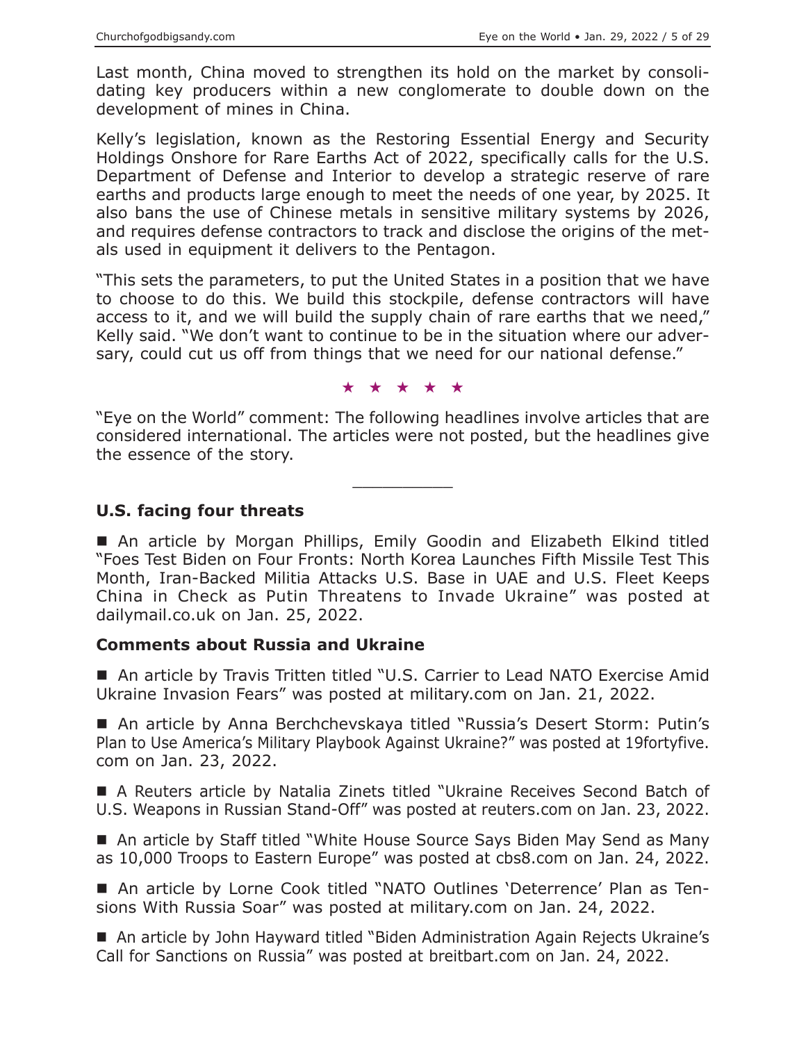Last month, China moved to strengthen its hold on the market by consolidating key producers within a new conglomerate to double down on the development of mines in China.

Kelly's legislation, known as the Restoring Essential Energy and Security Holdings Onshore for Rare Earths Act of 2022, specifically calls for the U.S. Department of Defense and Interior to develop a strategic reserve of rare earths and products large enough to meet the needs of one year, by 2025. It also bans the use of Chinese metals in sensitive military systems by 2026, and requires defense contractors to track and disclose the origins of the metals used in equipment it delivers to the Pentagon.

"This sets the parameters, to put the United States in a position that we have to choose to do this. We build this stockpile, defense contractors will have access to it, and we will build the supply chain of rare earths that we need," Kelly said. "We don't want to continue to be in the situation where our adversary, could cut us off from things that we need for our national defense."

★ ★ ★ ★ ★

"Eye on the World" comment: The following headlines involve articles that are considered international. The articles were not posted, but the headlines give the essence of the story.

---

### U.S. facing four threats

■ An article by Morgan Phillips, Emily Goodin and Elizabeth Elkind titled "Foes Test Biden on Four Fronts: North Korea Launches Fifth Missile Test This Month, Iran-Backed Militia Attacks U.S. Base in UAE and U.S. Fleet Keeps China in Check as Putin Threatens to Invade Ukraine" was posted at dailymail.co.uk on Jan. 25, 2022.

### Comments about Russia and Ukraine

■ An article by Travis Tritten titled "U.S. Carrier to Lead NATO Exercise Amid Ukraine Invasion Fears" was posted at military.com on Jan. 21, 2022.

■ An article by Anna Berchchevskaya titled "Russia's Desert Storm: Putin's Plan to Use America's Military Playbook Against Ukraine?" was posted at 19fortyfive.com on Jan. 23, 2022.

■ A Reuters article by Natalia Zinets titled "Ukraine Receives Second Batch of U.S. Weapons in Russian Stand-Off" was posted at reuters.com on Jan. 23, 2022.

■ An article by Staff titled "White House Source Says Biden May Send as Many as 10,000 Troops to Eastern Europe" was posted at cbs8.com on Jan. 24, 2022.

■ An article by Lorne Cook titled "NATO Outlines 'Deterrence' Plan as Tensions With Russia Soar" was posted at military.com on Jan. 24, 2022.

■ An article by John Hayward titled "Biden Administration Again Rejects Ukraine's Call for Sanctions on Russia" was posted at breitbart.com on Jan. 24, 2022.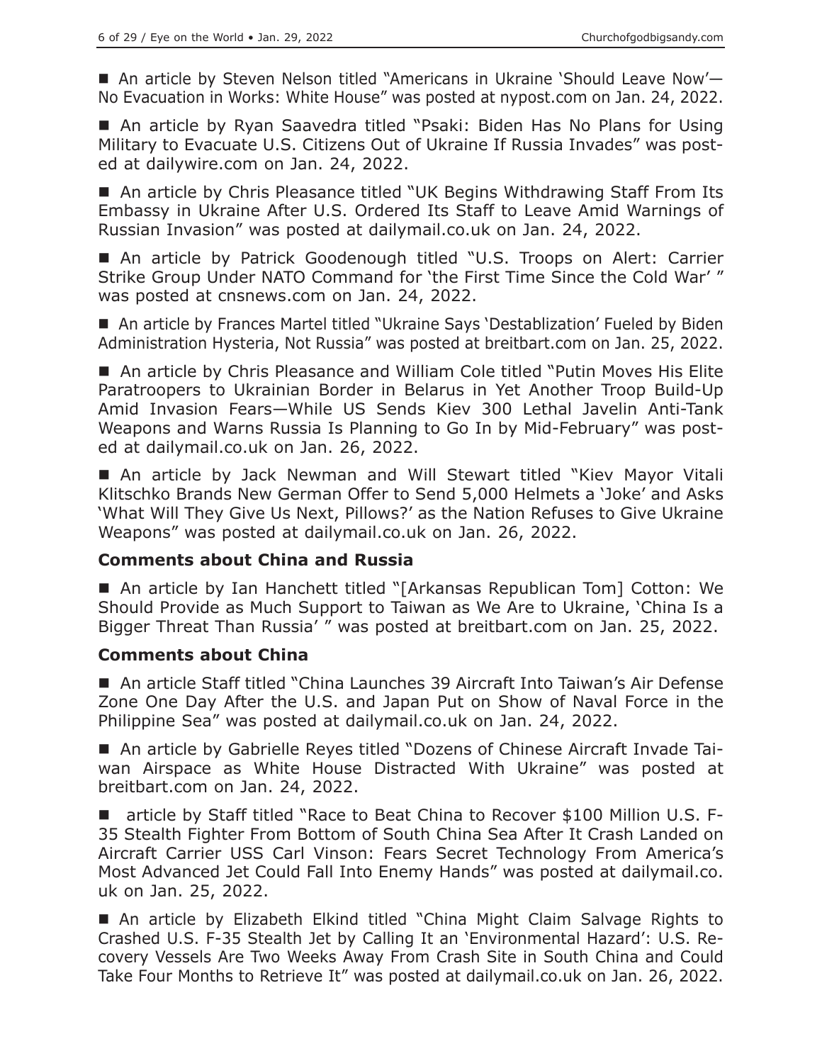■ An article by Steven Nelson titled "Americans in Ukraine 'Should Leave Now'—No Evacuation in Works: White House" was posted at nypost.com on Jan. 24, 2022.

■ An article by Ryan Saavedra titled "Psaki: Biden Has No Plans for Using Military to Evacuate U.S. Citizens Out of Ukraine If Russia Invades" was posted at dailywire.com on Jan. 24, 2022.

■ An article by Chris Pleasance titled "UK Begins Withdrawing Staff From Its Embassy in Ukraine After U.S. Ordered Its Staff to Leave Amid Warnings of Russian Invasion" was posted at dailymail.co.uk on Jan. 24, 2022.

■ An article by Patrick Goodenough titled "U.S. Troops on Alert: Carrier Strike Group Under NATO Command for 'the First Time Since the Cold War' " was posted at cnsnews.com on Jan. 24, 2022.

■ An article by Frances Martel titled "Ukraine Says 'Destablization' Fueled by Biden Administration Hysteria, Not Russia" was posted at breitbart.com on Jan. 25, 2022.

■ An article by Chris Pleasance and William Cole titled "Putin Moves His Elite Paratroopers to Ukrainian Border in Belarus in Yet Another Troop Build-Up Amid Invasion Fears—While US Sends Kiev 300 Lethal Javelin Anti-Tank Weapons and Warns Russia Is Planning to Go In by Mid-February" was posted at dailymail.co.uk on Jan. 26, 2022.

■ An article by Jack Newman and Will Stewart titled "Kiev Mayor Vitali Klitschko Brands New German Offer to Send 5,000 Helmets a 'Joke' and Asks 'What Will They Give Us Next, Pillows?' as the Nation Refuses to Give Ukraine Weapons" was posted at dailymail.co.uk on Jan. 26, 2022.

### Comments about China and Russia

■ An article by Ian Hanchett titled "[Arkansas Republican Tom] Cotton: We Should Provide as Much Support to Taiwan as We Are to Ukraine, 'China Is a Bigger Threat Than Russia' " was posted at breitbart.com on Jan. 25, 2022.

### Comments about China

■ An article Staff titled "China Launches 39 Aircraft Into Taiwan's Air Defense Zone One Day After the U.S. and Japan Put on Show of Naval Force in the Philippine Sea" was posted at dailymail.co.uk on Jan. 24, 2022.

■ An article by Gabrielle Reyes titled "Dozens of Chinese Aircraft Invade Taiwan Airspace as White House Distracted With Ukraine" was posted at breitbart.com on Jan. 24, 2022.

■ article by Staff titled "Race to Beat China to Recover $100 Million U.S. F-35 Stealth Fighter From Bottom of South China Sea After It Crash Landed on Aircraft Carrier USS Carl Vinson: Fears Secret Technology From America's Most Advanced Jet Could Fall Into Enemy Hands" was posted at dailymail.co.uk on Jan. 25, 2022.

■ An article by Elizabeth Elkind titled "China Might Claim Salvage Rights to Crashed U.S. F-35 Stealth Jet by Calling It an 'Environmental Hazard': U.S. Recovery Vessels Are Two Weeks Away From Crash Site in South China and Could Take Four Months to Retrieve It" was posted at dailymail.co.uk on Jan. 26, 2022.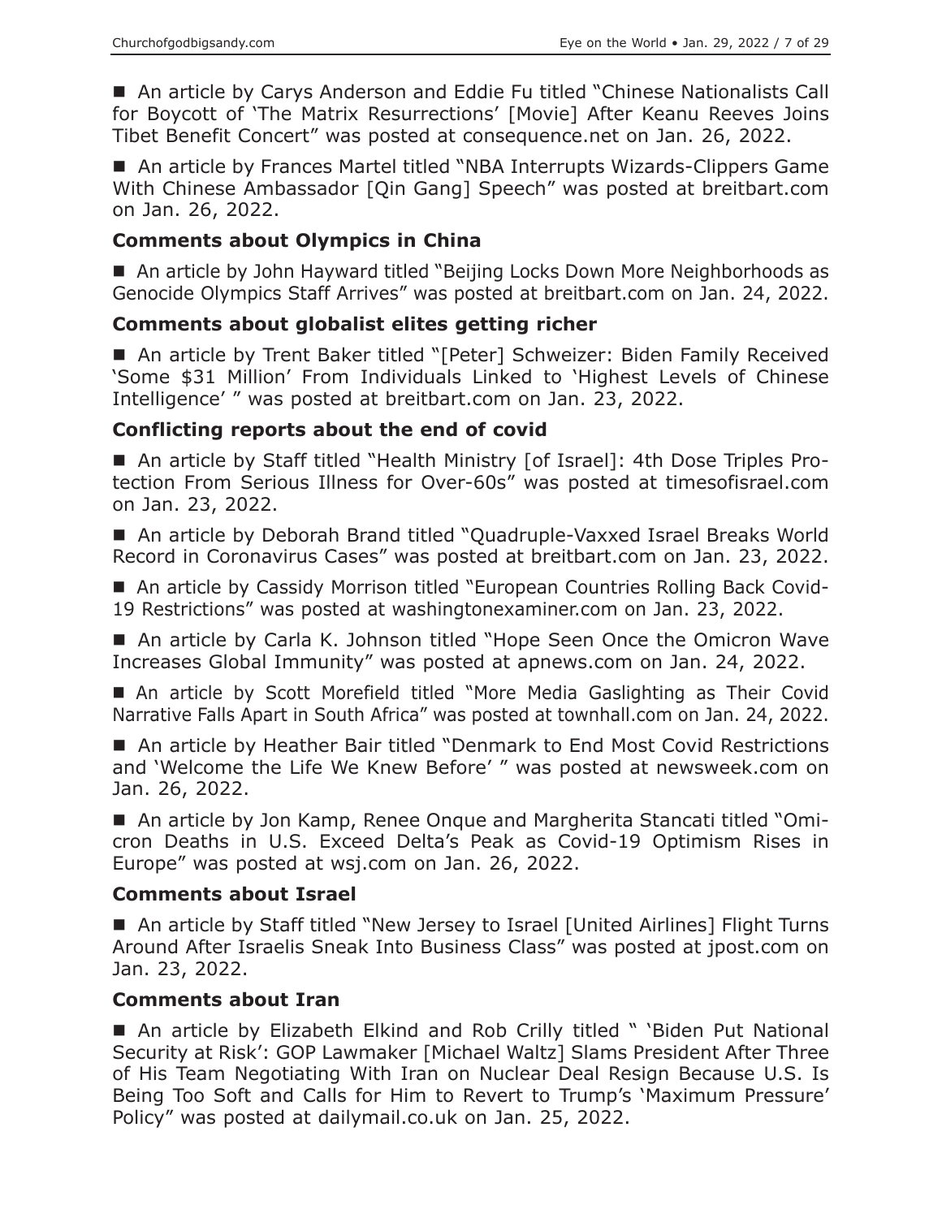■ An article by Carys Anderson and Eddie Fu titled "Chinese Nationalists Call for Boycott of 'The Matrix Resurrections' [Movie] After Keanu Reeves Joins Tibet Benefit Concert" was posted at consequence.net on Jan. 26, 2022.

■ An article by Frances Martel titled "NBA Interrupts Wizards-Clippers Game With Chinese Ambassador [Qin Gang] Speech" was posted at breitbart.com on Jan. 26, 2022.

### Comments about Olympics in China

■ An article by John Hayward titled "Beijing Locks Down More Neighborhoods as Genocide Olympics Staff Arrives" was posted at breitbart.com on Jan. 24, 2022.

### Comments about globalist elites getting richer

■ An article by Trent Baker titled "[Peter] Schweizer: Biden Family Received 'Some $31 Million' From Individuals Linked to 'Highest Levels of Chinese Intelligence' " was posted at breitbart.com on Jan. 23, 2022.

### Conflicting reports about the end of covid

■ An article by Staff titled "Health Ministry [of Israel]: 4th Dose Triples Protection From Serious Illness for Over-60s" was posted at timesofisrael.com on Jan. 23, 2022.

■ An article by Deborah Brand titled "Quadruple-Vaxxed Israel Breaks World Record in Coronavirus Cases" was posted at breitbart.com on Jan. 23, 2022.

■ An article by Cassidy Morrison titled "European Countries Rolling Back Covid-19 Restrictions" was posted at washingtonexaminer.com on Jan. 23, 2022.

■ An article by Carla K. Johnson titled "Hope Seen Once the Omicron Wave Increases Global Immunity" was posted at apnews.com on Jan. 24, 2022.

■ An article by Scott Morefield titled "More Media Gaslighting as Their Covid Narrative Falls Apart in South Africa" was posted at townhall.com on Jan. 24, 2022.

■ An article by Heather Bair titled "Denmark to End Most Covid Restrictions and 'Welcome the Life We Knew Before' " was posted at newsweek.com on Jan. 26, 2022.

■ An article by Jon Kamp, Renee Onque and Margherita Stancati titled "Omicron Deaths in U.S. Exceed Delta's Peak as Covid-19 Optimism Rises in Europe" was posted at wsj.com on Jan. 26, 2022.

### Comments about Israel

■ An article by Staff titled "New Jersey to Israel [United Airlines] Flight Turns Around After Israelis Sneak Into Business Class" was posted at jpost.com on Jan. 23, 2022.

### Comments about Iran

■ An article by Elizabeth Elkind and Rob Crilly titled " 'Biden Put National Security at Risk': GOP Lawmaker [Michael Waltz] Slams President After Three of His Team Negotiating With Iran on Nuclear Deal Resign Because U.S. Is Being Too Soft and Calls for Him to Revert to Trump's 'Maximum Pressure' Policy" was posted at dailymail.co.uk on Jan. 25, 2022.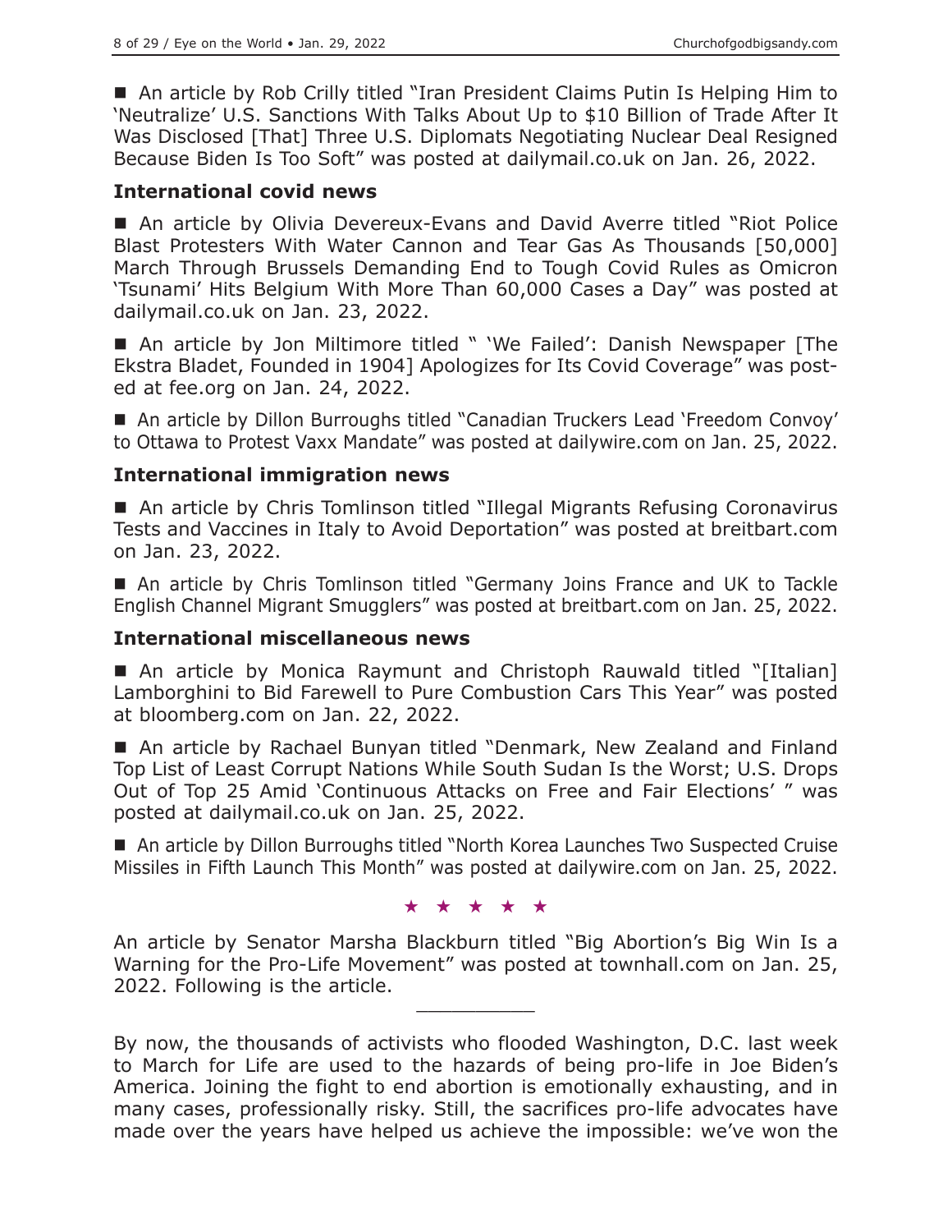■ An article by Rob Crilly titled "Iran President Claims Putin Is Helping Him to 'Neutralize' U.S. Sanctions With Talks About Up to $10 Billion of Trade After It Was Disclosed [That] Three U.S. Diplomats Negotiating Nuclear Deal Resigned Because Biden Is Too Soft" was posted at dailymail.co.uk on Jan. 26, 2022.

### International covid news

■ An article by Olivia Devereux-Evans and David Averre titled "Riot Police Blast Protesters With Water Cannon and Tear Gas As Thousands [50,000] March Through Brussels Demanding End to Tough Covid Rules as Omicron 'Tsunami' Hits Belgium With More Than 60,000 Cases a Day" was posted at dailymail.co.uk on Jan. 23, 2022.

■ An article by Jon Miltimore titled " 'We Failed': Danish Newspaper [The Ekstra Bladet, Founded in 1904] Apologizes for Its Covid Coverage" was posted at fee.org on Jan. 24, 2022.

■ An article by Dillon Burroughs titled "Canadian Truckers Lead 'Freedom Convoy' to Ottawa to Protest Vaxx Mandate" was posted at dailywire.com on Jan. 25, 2022.

### International immigration news

■ An article by Chris Tomlinson titled "Illegal Migrants Refusing Coronavirus Tests and Vaccines in Italy to Avoid Deportation" was posted at breitbart.com on Jan. 23, 2022.

■ An article by Chris Tomlinson titled "Germany Joins France and UK to Tackle English Channel Migrant Smugglers" was posted at breitbart.com on Jan. 25, 2022.

### International miscellaneous news

■ An article by Monica Raymunt and Christoph Rauwald titled "[Italian] Lamborghini to Bid Farewell to Pure Combustion Cars This Year" was posted at bloomberg.com on Jan. 22, 2022.

■ An article by Rachael Bunyan titled "Denmark, New Zealand and Finland Top List of Least Corrupt Nations While South Sudan Is the Worst; U.S. Drops Out of Top 25 Amid 'Continuous Attacks on Free and Fair Elections' " was posted at dailymail.co.uk on Jan. 25, 2022.

■ An article by Dillon Burroughs titled "North Korea Launches Two Suspected Cruise Missiles in Fifth Launch This Month" was posted at dailywire.com on Jan. 25, 2022.

★ ★ ★ ★ ★

An article by Senator Marsha Blackburn titled "Big Abortion's Big Win Is a Warning for the Pro-Life Movement" was posted at townhall.com on Jan. 25, 2022. Following is the article.

---

By now, the thousands of activists who flooded Washington, D.C. last week to March for Life are used to the hazards of being pro-life in Joe Biden's America. Joining the fight to end abortion is emotionally exhausting, and in many cases, professionally risky. Still, the sacrifices pro-life advocates have made over the years have helped us achieve the impossible: we've won the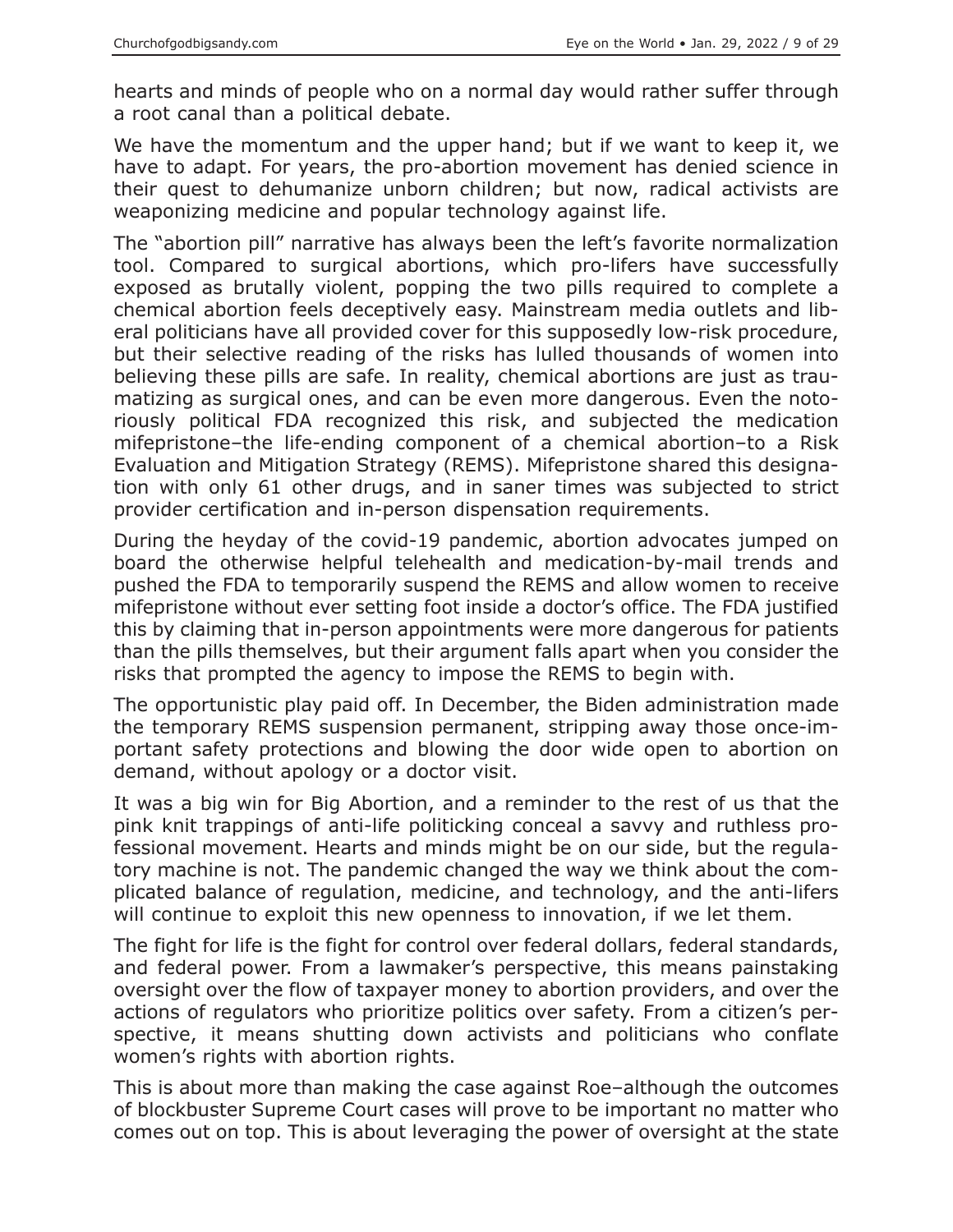hearts and minds of people who on a normal day would rather suffer through a root canal than a political debate.

We have the momentum and the upper hand; but if we want to keep it, we have to adapt. For years, the pro-abortion movement has denied science in their quest to dehumanize unborn children; but now, radical activists are weaponizing medicine and popular technology against life.

The "abortion pill" narrative has always been the left's favorite normalization tool. Compared to surgical abortions, which pro-lifers have successfully exposed as brutally violent, popping the two pills required to complete a chemical abortion feels deceptively easy. Mainstream media outlets and liberal politicians have all provided cover for this supposedly low-risk procedure, but their selective reading of the risks has lulled thousands of women into believing these pills are safe. In reality, chemical abortions are just as traumatizing as surgical ones, and can be even more dangerous. Even the notoriously political FDA recognized this risk, and subjected the medication mifepristone–the life-ending component of a chemical abortion–to a Risk Evaluation and Mitigation Strategy (REMS). Mifepristone shared this designation with only 61 other drugs, and in saner times was subjected to strict provider certification and in-person dispensation requirements.

During the heyday of the covid-19 pandemic, abortion advocates jumped on board the otherwise helpful telehealth and medication-by-mail trends and pushed the FDA to temporarily suspend the REMS and allow women to receive mifepristone without ever setting foot inside a doctor's office. The FDA justified this by claiming that in-person appointments were more dangerous for patients than the pills themselves, but their argument falls apart when you consider the risks that prompted the agency to impose the REMS to begin with.

The opportunistic play paid off. In December, the Biden administration made the temporary REMS suspension permanent, stripping away those once-important safety protections and blowing the door wide open to abortion on demand, without apology or a doctor visit.

It was a big win for Big Abortion, and a reminder to the rest of us that the pink knit trappings of anti-life politicking conceal a savvy and ruthless professional movement. Hearts and minds might be on our side, but the regulatory machine is not. The pandemic changed the way we think about the complicated balance of regulation, medicine, and technology, and the anti-lifers will continue to exploit this new openness to innovation, if we let them.

The fight for life is the fight for control over federal dollars, federal standards, and federal power. From a lawmaker's perspective, this means painstaking oversight over the flow of taxpayer money to abortion providers, and over the actions of regulators who prioritize politics over safety. From a citizen's perspective, it means shutting down activists and politicians who conflate women's rights with abortion rights.

This is about more than making the case against Roe–although the outcomes of blockbuster Supreme Court cases will prove to be important no matter who comes out on top. This is about leveraging the power of oversight at the state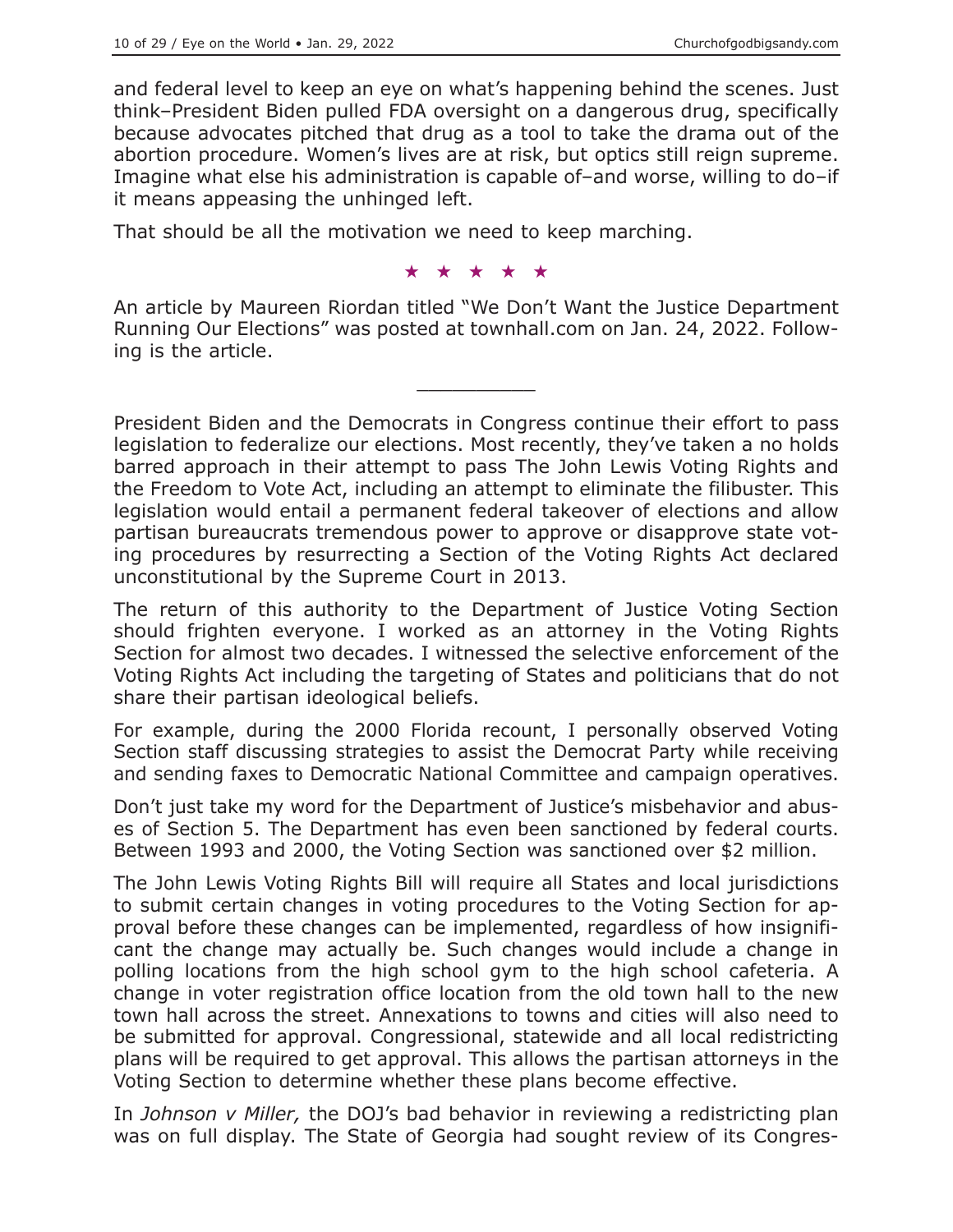and federal level to keep an eye on what's happening behind the scenes. Just think–President Biden pulled FDA oversight on a dangerous drug, specifically because advocates pitched that drug as a tool to take the drama out of the abortion procedure. Women's lives are at risk, but optics still reign supreme. Imagine what else his administration is capable of–and worse, willing to do–if it means appeasing the unhinged left.

That should be all the motivation we need to keep marching.

★ ★ ★ ★ ★

An article by Maureen Riordan titled "We Don't Want the Justice Department Running Our Elections" was posted at townhall.com on Jan. 24, 2022. Following is the article.

---

President Biden and the Democrats in Congress continue their effort to pass legislation to federalize our elections. Most recently, they've taken a no holds barred approach in their attempt to pass The John Lewis Voting Rights and the Freedom to Vote Act, including an attempt to eliminate the filibuster. This legislation would entail a permanent federal takeover of elections and allow partisan bureaucrats tremendous power to approve or disapprove state voting procedures by resurrecting a Section of the Voting Rights Act declared unconstitutional by the Supreme Court in 2013.

The return of this authority to the Department of Justice Voting Section should frighten everyone. I worked as an attorney in the Voting Rights Section for almost two decades. I witnessed the selective enforcement of the Voting Rights Act including the targeting of States and politicians that do not share their partisan ideological beliefs.

For example, during the 2000 Florida recount, I personally observed Voting Section staff discussing strategies to assist the Democrat Party while receiving and sending faxes to Democratic National Committee and campaign operatives.

Don't just take my word for the Department of Justice's misbehavior and abuses of Section 5. The Department has even been sanctioned by federal courts. Between 1993 and 2000, the Voting Section was sanctioned over $2 million.

The John Lewis Voting Rights Bill will require all States and local jurisdictions to submit certain changes in voting procedures to the Voting Section for approval before these changes can be implemented, regardless of how insignificant the change may actually be. Such changes would include a change in polling locations from the high school gym to the high school cafeteria. A change in voter registration office location from the old town hall to the new town hall across the street. Annexations to towns and cities will also need to be submitted for approval. Congressional, statewide and all local redistricting plans will be required to get approval. This allows the partisan attorneys in the Voting Section to determine whether these plans become effective.

In *Johnson v Miller,* the DOJ's bad behavior in reviewing a redistricting plan was on full display. The State of Georgia had sought review of its Congres-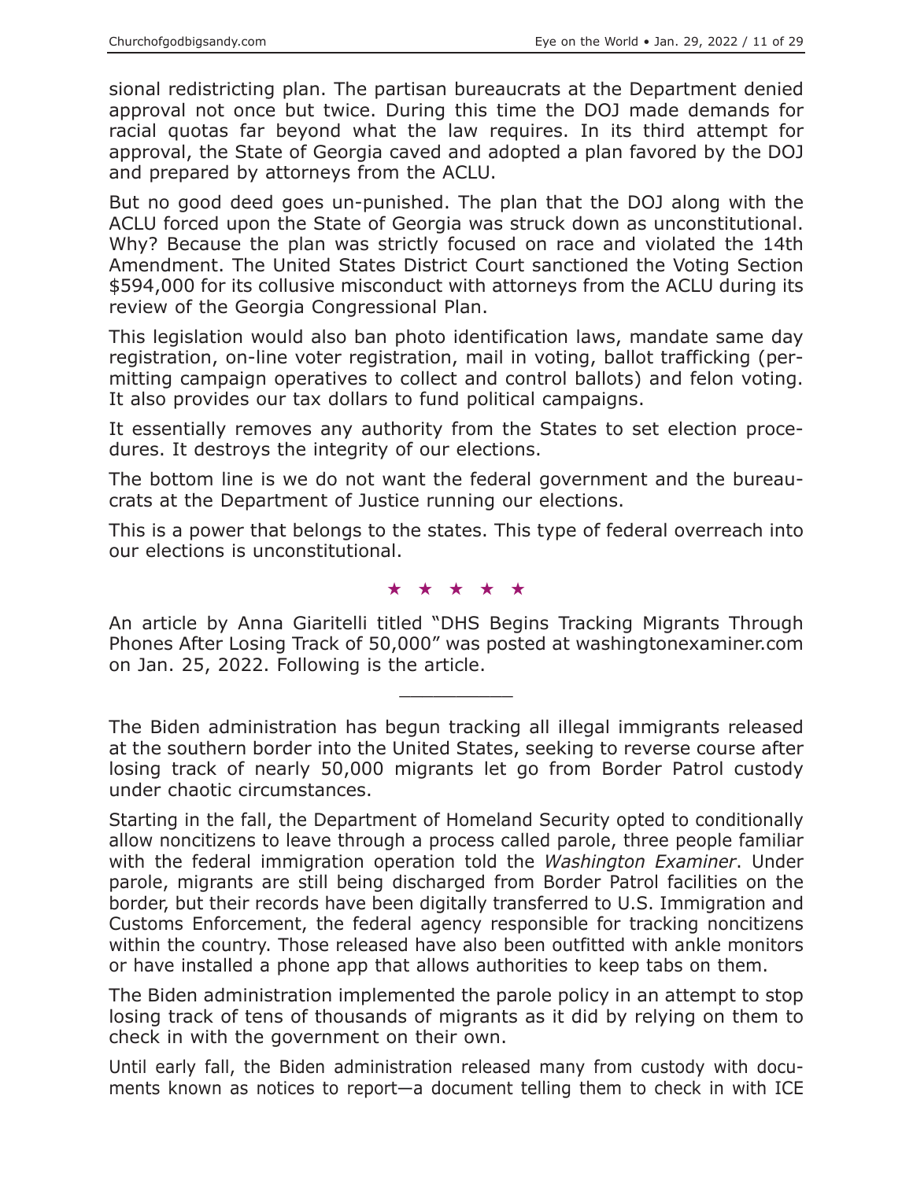sional redistricting plan. The partisan bureaucrats at the Department denied approval not once but twice. During this time the DOJ made demands for racial quotas far beyond what the law requires. In its third attempt for approval, the State of Georgia caved and adopted a plan favored by the DOJ and prepared by attorneys from the ACLU.

But no good deed goes un-punished. The plan that the DOJ along with the ACLU forced upon the State of Georgia was struck down as unconstitutional. Why? Because the plan was strictly focused on race and violated the 14th Amendment. The United States District Court sanctioned the Voting Section $594,000 for its collusive misconduct with attorneys from the ACLU during its review of the Georgia Congressional Plan.

This legislation would also ban photo identification laws, mandate same day registration, on-line voter registration, mail in voting, ballot trafficking (permitting campaign operatives to collect and control ballots) and felon voting. It also provides our tax dollars to fund political campaigns.

It essentially removes any authority from the States to set election procedures. It destroys the integrity of our elections.

The bottom line is we do not want the federal government and the bureaucrats at the Department of Justice running our elections.

This is a power that belongs to the states. This type of federal overreach into our elections is unconstitutional.

★ ★ ★ ★ ★

An article by Anna Giaritelli titled "DHS Begins Tracking Migrants Through Phones After Losing Track of 50,000" was posted at washingtonexaminer.com on Jan. 25, 2022. Following is the article.

---

The Biden administration has begun tracking all illegal immigrants released at the southern border into the United States, seeking to reverse course after losing track of nearly 50,000 migrants let go from Border Patrol custody under chaotic circumstances.

Starting in the fall, the Department of Homeland Security opted to conditionally allow noncitizens to leave through a process called parole, three people familiar with the federal immigration operation told the *Washington Examiner*. Under parole, migrants are still being discharged from Border Patrol facilities on the border, but their records have been digitally transferred to U.S. Immigration and Customs Enforcement, the federal agency responsible for tracking noncitizens within the country. Those released have also been outfitted with ankle monitors or have installed a phone app that allows authorities to keep tabs on them.

The Biden administration implemented the parole policy in an attempt to stop losing track of tens of thousands of migrants as it did by relying on them to check in with the government on their own.

Until early fall, the Biden administration released many from custody with documents known as notices to report—a document telling them to check in with ICE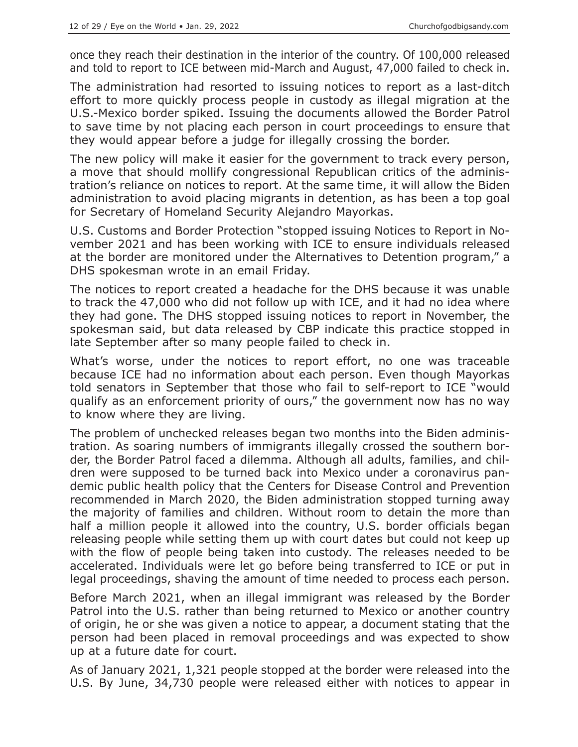once they reach their destination in the interior of the country. Of 100,000 released and told to report to ICE between mid-March and August, 47,000 failed to check in.

The administration had resorted to issuing notices to report as a last-ditch effort to more quickly process people in custody as illegal migration at the U.S.-Mexico border spiked. Issuing the documents allowed the Border Patrol to save time by not placing each person in court proceedings to ensure that they would appear before a judge for illegally crossing the border.

The new policy will make it easier for the government to track every person, a move that should mollify congressional Republican critics of the administration's reliance on notices to report. At the same time, it will allow the Biden administration to avoid placing migrants in detention, as has been a top goal for Secretary of Homeland Security Alejandro Mayorkas.

U.S. Customs and Border Protection "stopped issuing Notices to Report in November 2021 and has been working with ICE to ensure individuals released at the border are monitored under the Alternatives to Detention program," a DHS spokesman wrote in an email Friday.

The notices to report created a headache for the DHS because it was unable to track the 47,000 who did not follow up with ICE, and it had no idea where they had gone. The DHS stopped issuing notices to report in November, the spokesman said, but data released by CBP indicate this practice stopped in late September after so many people failed to check in.

What's worse, under the notices to report effort, no one was traceable because ICE had no information about each person. Even though Mayorkas told senators in September that those who fail to self-report to ICE "would qualify as an enforcement priority of ours," the government now has no way to know where they are living.

The problem of unchecked releases began two months into the Biden administration. As soaring numbers of immigrants illegally crossed the southern border, the Border Patrol faced a dilemma. Although all adults, families, and children were supposed to be turned back into Mexico under a coronavirus pandemic public health policy that the Centers for Disease Control and Prevention recommended in March 2020, the Biden administration stopped turning away the majority of families and children. Without room to detain the more than half a million people it allowed into the country, U.S. border officials began releasing people while setting them up with court dates but could not keep up with the flow of people being taken into custody. The releases needed to be accelerated. Individuals were let go before being transferred to ICE or put in legal proceedings, shaving the amount of time needed to process each person.

Before March 2021, when an illegal immigrant was released by the Border Patrol into the U.S. rather than being returned to Mexico or another country of origin, he or she was given a notice to appear, a document stating that the person had been placed in removal proceedings and was expected to show up at a future date for court.

As of January 2021, 1,321 people stopped at the border were released into the U.S. By June, 34,730 people were released either with notices to appear in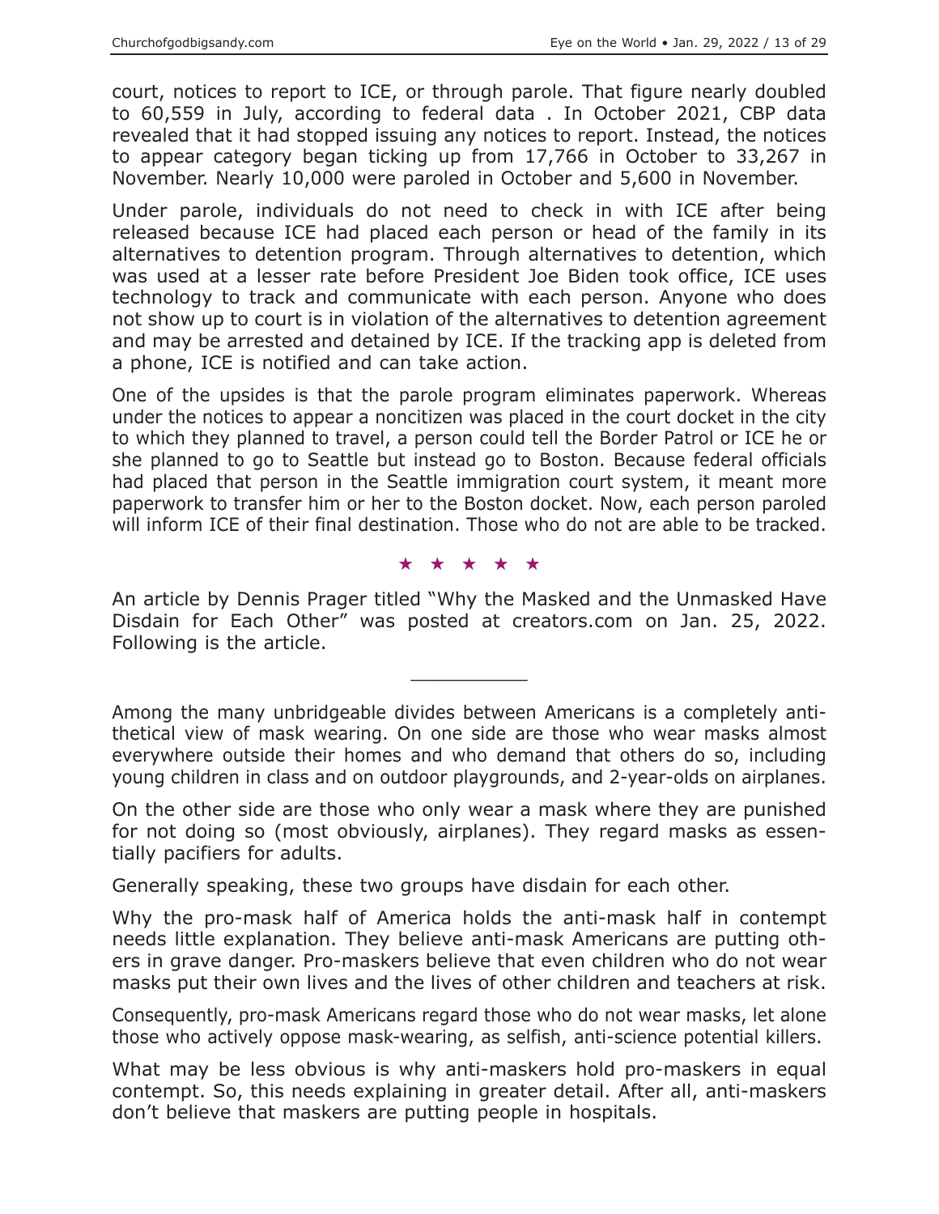court, notices to report to ICE, or through parole. That figure nearly doubled to 60,559 in July, according to federal data . In October 2021, CBP data revealed that it had stopped issuing any notices to report. Instead, the notices to appear category began ticking up from 17,766 in October to 33,267 in November. Nearly 10,000 were paroled in October and 5,600 in November.

Under parole, individuals do not need to check in with ICE after being released because ICE had placed each person or head of the family in its alternatives to detention program. Through alternatives to detention, which was used at a lesser rate before President Joe Biden took office, ICE uses technology to track and communicate with each person. Anyone who does not show up to court is in violation of the alternatives to detention agreement and may be arrested and detained by ICE. If the tracking app is deleted from a phone, ICE is notified and can take action.

One of the upsides is that the parole program eliminates paperwork. Whereas under the notices to appear a noncitizen was placed in the court docket in the city to which they planned to travel, a person could tell the Border Patrol or ICE he or she planned to go to Seattle but instead go to Boston. Because federal officials had placed that person in the Seattle immigration court system, it meant more paperwork to transfer him or her to the Boston docket. Now, each person paroled will inform ICE of their final destination. Those who do not are able to be tracked.

★ ★ ★ ★ ★

An article by Dennis Prager titled "Why the Masked and the Unmasked Have Disdain for Each Other" was posted at creators.com on Jan. 25, 2022. Following is the article.

---

Among the many unbridgeable divides between Americans is a completely antithetical view of mask wearing. On one side are those who wear masks almost everywhere outside their homes and who demand that others do so, including young children in class and on outdoor playgrounds, and 2-year-olds on airplanes.

On the other side are those who only wear a mask where they are punished for not doing so (most obviously, airplanes). They regard masks as essentially pacifiers for adults.

Generally speaking, these two groups have disdain for each other.

Why the pro-mask half of America holds the anti-mask half in contempt needs little explanation. They believe anti-mask Americans are putting others in grave danger. Pro-maskers believe that even children who do not wear masks put their own lives and the lives of other children and teachers at risk.

Consequently, pro-mask Americans regard those who do not wear masks, let alone those who actively oppose mask-wearing, as selfish, anti-science potential killers.

What may be less obvious is why anti-maskers hold pro-maskers in equal contempt. So, this needs explaining in greater detail. After all, anti-maskers don't believe that maskers are putting people in hospitals.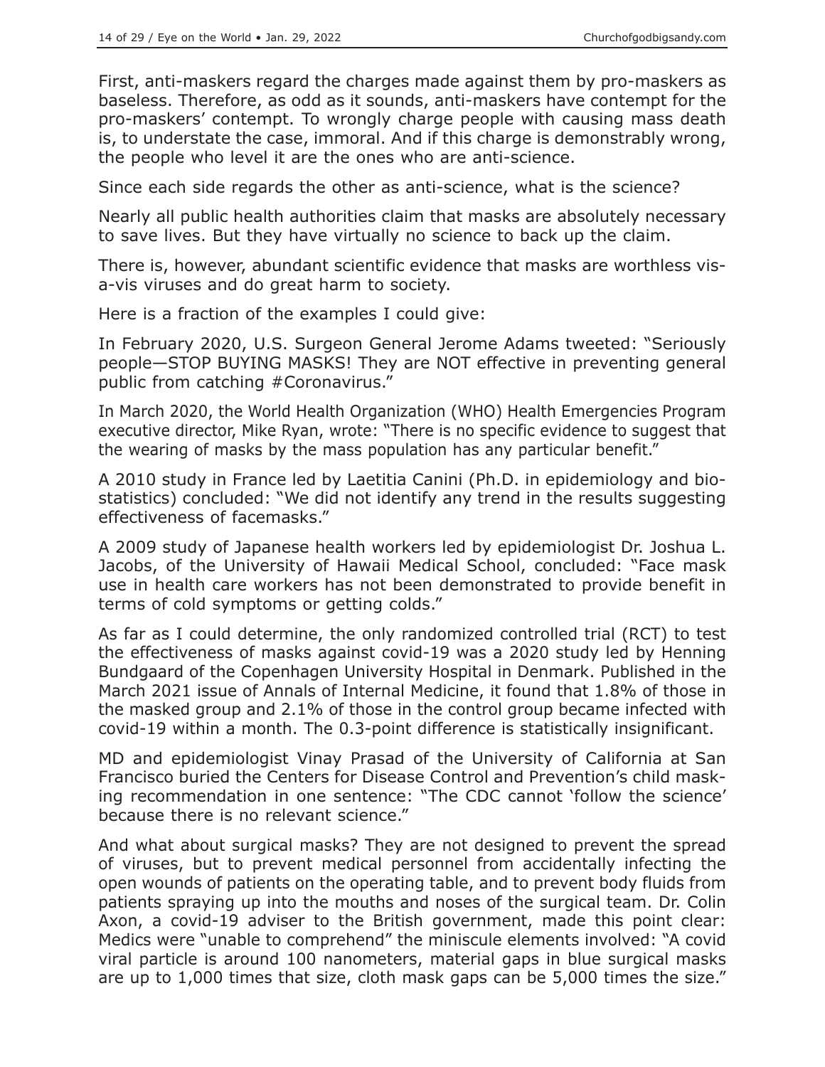First, anti-maskers regard the charges made against them by pro-maskers as baseless. Therefore, as odd as it sounds, anti-maskers have contempt for the pro-maskers' contempt. To wrongly charge people with causing mass death is, to understate the case, immoral. And if this charge is demonstrably wrong, the people who level it are the ones who are anti-science.

Since each side regards the other as anti-science, what is the science?

Nearly all public health authorities claim that masks are absolutely necessary to save lives. But they have virtually no science to back up the claim.

There is, however, abundant scientific evidence that masks are worthless vis-a-vis viruses and do great harm to society.

Here is a fraction of the examples I could give:

In February 2020, U.S. Surgeon General Jerome Adams tweeted: "Seriously people—STOP BUYING MASKS! They are NOT effective in preventing general public from catching #Coronavirus."

In March 2020, the World Health Organization (WHO) Health Emergencies Program executive director, Mike Ryan, wrote: "There is no specific evidence to suggest that the wearing of masks by the mass population has any particular benefit."

A 2010 study in France led by Laetitia Canini (Ph.D. in epidemiology and biostatistics) concluded: "We did not identify any trend in the results suggesting effectiveness of facemasks."

A 2009 study of Japanese health workers led by epidemiologist Dr. Joshua L. Jacobs, of the University of Hawaii Medical School, concluded: "Face mask use in health care workers has not been demonstrated to provide benefit in terms of cold symptoms or getting colds."

As far as I could determine, the only randomized controlled trial (RCT) to test the effectiveness of masks against covid-19 was a 2020 study led by Henning Bundgaard of the Copenhagen University Hospital in Denmark. Published in the March 2021 issue of Annals of Internal Medicine, it found that 1.8% of those in the masked group and 2.1% of those in the control group became infected with covid-19 within a month. The 0.3-point difference is statistically insignificant.

MD and epidemiologist Vinay Prasad of the University of California at San Francisco buried the Centers for Disease Control and Prevention's child masking recommendation in one sentence: "The CDC cannot 'follow the science' because there is no relevant science."

And what about surgical masks? They are not designed to prevent the spread of viruses, but to prevent medical personnel from accidentally infecting the open wounds of patients on the operating table, and to prevent body fluids from patients spraying up into the mouths and noses of the surgical team. Dr. Colin Axon, a covid-19 adviser to the British government, made this point clear: Medics were "unable to comprehend" the miniscule elements involved: "A covid viral particle is around 100 nanometers, material gaps in blue surgical masks are up to 1,000 times that size, cloth mask gaps can be 5,000 times the size."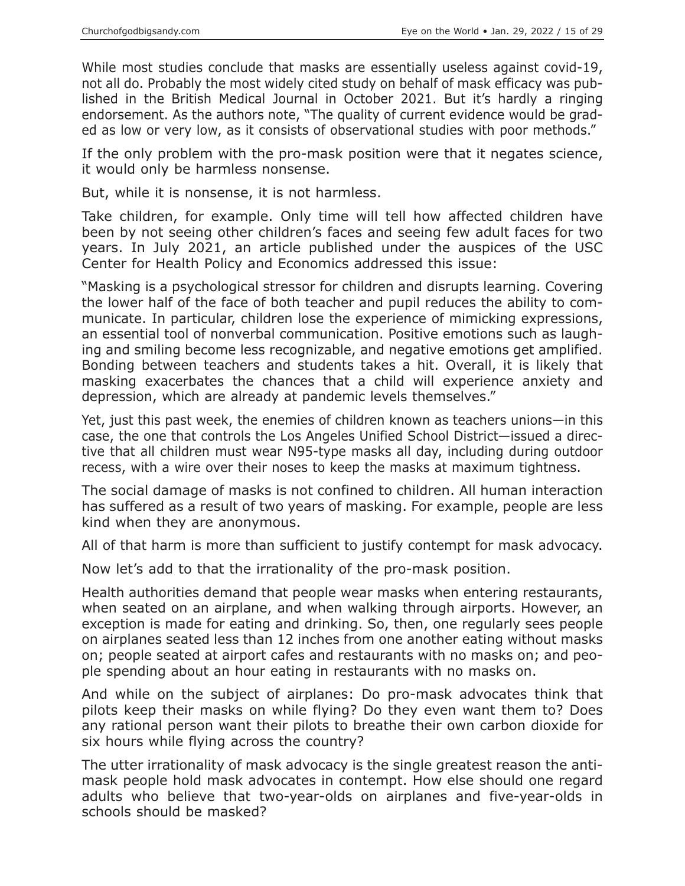While most studies conclude that masks are essentially useless against covid-19, not all do. Probably the most widely cited study on behalf of mask efficacy was published in the British Medical Journal in October 2021. But it's hardly a ringing endorsement. As the authors note, "The quality of current evidence would be graded as low or very low, as it consists of observational studies with poor methods."

If the only problem with the pro-mask position were that it negates science, it would only be harmless nonsense.

But, while it is nonsense, it is not harmless.

Take children, for example. Only time will tell how affected children have been by not seeing other children's faces and seeing few adult faces for two years. In July 2021, an article published under the auspices of the USC Center for Health Policy and Economics addressed this issue:

"Masking is a psychological stressor for children and disrupts learning. Covering the lower half of the face of both teacher and pupil reduces the ability to communicate. In particular, children lose the experience of mimicking expressions, an essential tool of nonverbal communication. Positive emotions such as laughing and smiling become less recognizable, and negative emotions get amplified. Bonding between teachers and students takes a hit. Overall, it is likely that masking exacerbates the chances that a child will experience anxiety and depression, which are already at pandemic levels themselves."

Yet, just this past week, the enemies of children known as teachers unions—in this case, the one that controls the Los Angeles Unified School District—issued a directive that all children must wear N95-type masks all day, including during outdoor recess, with a wire over their noses to keep the masks at maximum tightness.

The social damage of masks is not confined to children. All human interaction has suffered as a result of two years of masking. For example, people are less kind when they are anonymous.

All of that harm is more than sufficient to justify contempt for mask advocacy.

Now let's add to that the irrationality of the pro-mask position.

Health authorities demand that people wear masks when entering restaurants, when seated on an airplane, and when walking through airports. However, an exception is made for eating and drinking. So, then, one regularly sees people on airplanes seated less than 12 inches from one another eating without masks on; people seated at airport cafes and restaurants with no masks on; and people spending about an hour eating in restaurants with no masks on.

And while on the subject of airplanes: Do pro-mask advocates think that pilots keep their masks on while flying? Do they even want them to? Does any rational person want their pilots to breathe their own carbon dioxide for six hours while flying across the country?

The utter irrationality of mask advocacy is the single greatest reason the anti-mask people hold mask advocates in contempt. How else should one regard adults who believe that two-year-olds on airplanes and five-year-olds in schools should be masked?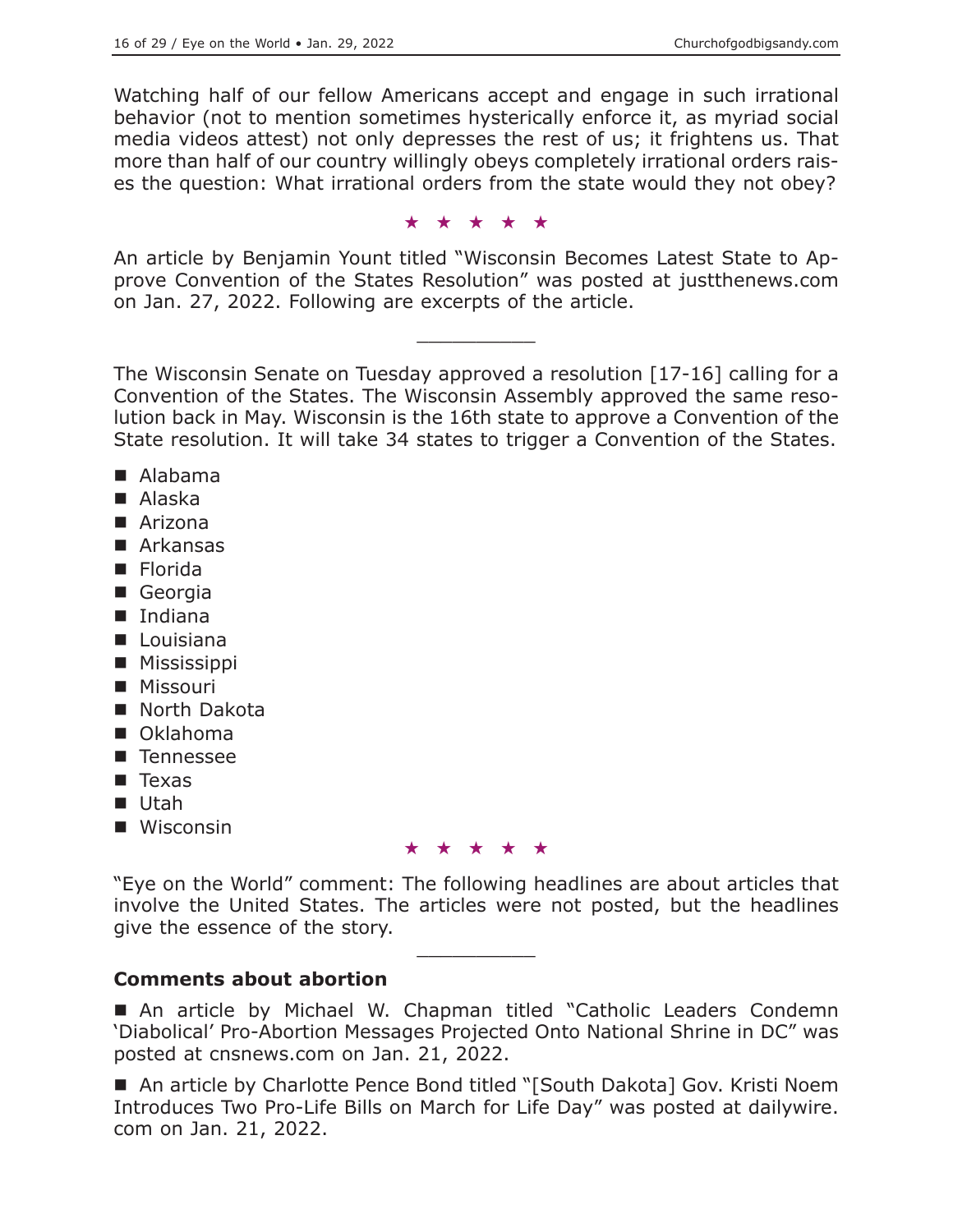Watching half of our fellow Americans accept and engage in such irrational behavior (not to mention sometimes hysterically enforce it, as myriad social media videos attest) not only depresses the rest of us; it frightens us. That more than half of our country willingly obeys completely irrational orders raises the question: What irrational orders from the state would they not obey?

★ ★ ★ ★ ★

An article by Benjamin Yount titled "Wisconsin Becomes Latest State to Approve Convention of the States Resolution" was posted at justthenews.com on Jan. 27, 2022. Following are excerpts of the article.

---

The Wisconsin Senate on Tuesday approved a resolution [17-16] calling for a Convention of the States. The Wisconsin Assembly approved the same resolution back in May. Wisconsin is the 16th state to approve a Convention of the State resolution. It will take 34 states to trigger a Convention of the States.

- Alabama
- Alaska
- Arizona
- Arkansas
- Florida
- Georgia
- Indiana
- Louisiana
- Mississippi
- Missouri
- North Dakota
- Oklahoma
- Tennessee
- Texas
- Utah
- Wisconsin

★ ★ ★ ★ ★

"Eye on the World" comment: The following headlines are about articles that involve the United States. The articles were not posted, but the headlines give the essence of the story.

---

**Comments about abortion**

- An article by Michael W. Chapman titled "Catholic Leaders Condemn 'Diabolical' Pro-Abortion Messages Projected Onto National Shrine in DC" was posted at cnsnews.com on Jan. 21, 2022.

- An article by Charlotte Pence Bond titled "[South Dakota] Gov. Kristi Noem Introduces Two Pro-Life Bills on March for Life Day" was posted at dailywire.com on Jan. 21, 2022.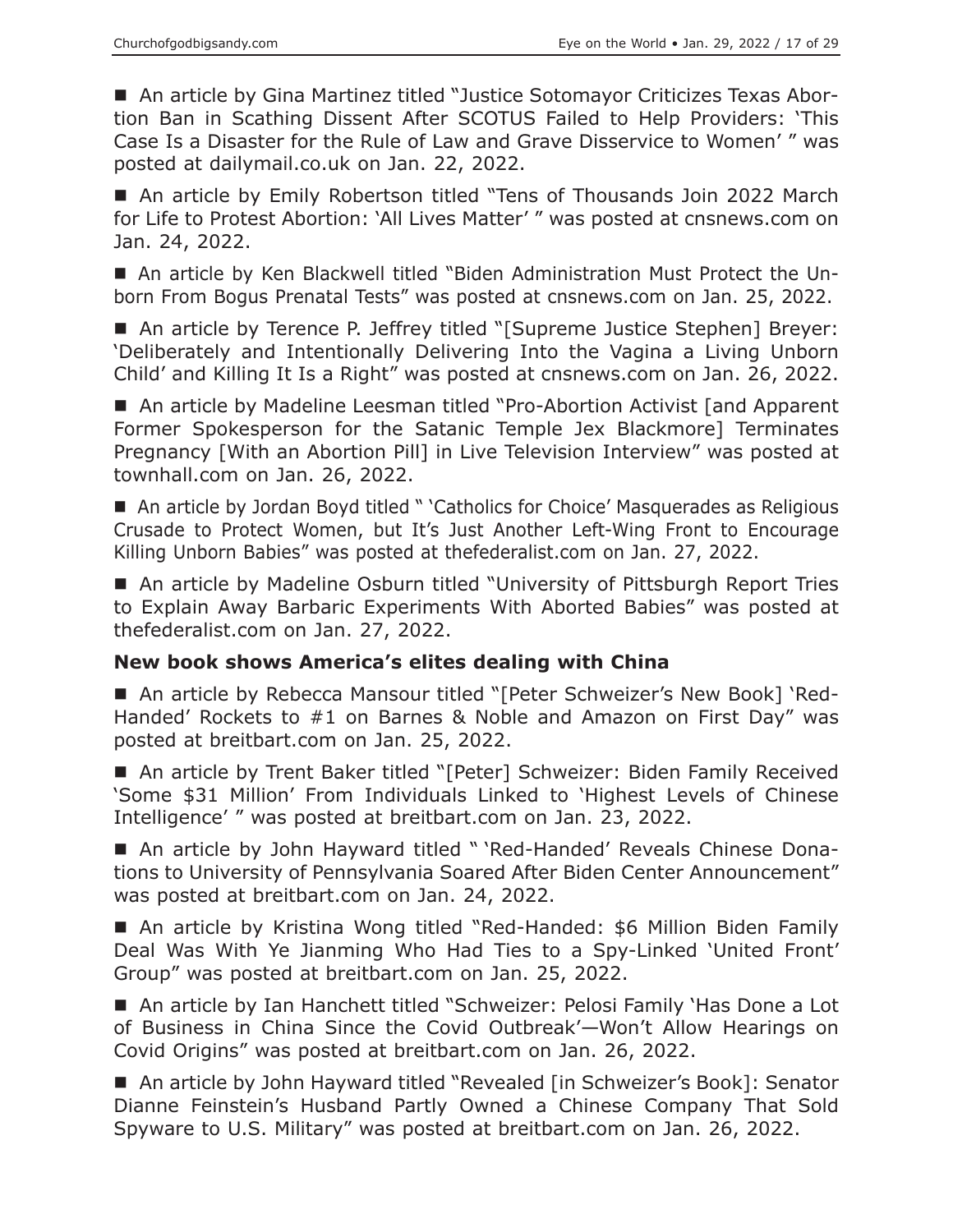■ An article by Gina Martinez titled "Justice Sotomayor Criticizes Texas Abortion Ban in Scathing Dissent After SCOTUS Failed to Help Providers: 'This Case Is a Disaster for the Rule of Law and Grave Disservice to Women' " was posted at dailymail.co.uk on Jan. 22, 2022.

■ An article by Emily Robertson titled "Tens of Thousands Join 2022 March for Life to Protest Abortion: 'All Lives Matter' " was posted at cnsnews.com on Jan. 24, 2022.

■ An article by Ken Blackwell titled "Biden Administration Must Protect the Unborn From Bogus Prenatal Tests" was posted at cnsnews.com on Jan. 25, 2022.

■ An article by Terence P. Jeffrey titled "[Supreme Justice Stephen] Breyer: 'Deliberately and Intentionally Delivering Into the Vagina a Living Unborn Child' and Killing It Is a Right" was posted at cnsnews.com on Jan. 26, 2022.

■ An article by Madeline Leesman titled "Pro-Abortion Activist [and Apparent Former Spokesperson for the Satanic Temple Jex Blackmore] Terminates Pregnancy [With an Abortion Pill] in Live Television Interview" was posted at townhall.com on Jan. 26, 2022.

■ An article by Jordan Boyd titled " 'Catholics for Choice' Masquerades as Religious Crusade to Protect Women, but It's Just Another Left-Wing Front to Encourage Killing Unborn Babies" was posted at thefederalist.com on Jan. 27, 2022.

■ An article by Madeline Osburn titled "University of Pittsburgh Report Tries to Explain Away Barbaric Experiments With Aborted Babies" was posted at thefederalist.com on Jan. 27, 2022.

**New book shows America's elites dealing with China**

■ An article by Rebecca Mansour titled "[Peter Schweizer's New Book] 'Red-Handed' Rockets to #1 on Barnes & Noble and Amazon on First Day" was posted at breitbart.com on Jan. 25, 2022.

■ An article by Trent Baker titled "[Peter] Schweizer: Biden Family Received 'Some $31 Million' From Individuals Linked to 'Highest Levels of Chinese Intelligence' " was posted at breitbart.com on Jan. 23, 2022.

■ An article by John Hayward titled " 'Red-Handed' Reveals Chinese Donations to University of Pennsylvania Soared After Biden Center Announcement" was posted at breitbart.com on Jan. 24, 2022.

■ An article by Kristina Wong titled "Red-Handed: $6 Million Biden Family Deal Was With Ye Jianming Who Had Ties to a Spy-Linked 'United Front' Group" was posted at breitbart.com on Jan. 25, 2022.

■ An article by Ian Hanchett titled "Schweizer: Pelosi Family 'Has Done a Lot of Business in China Since the Covid Outbreak'—Won't Allow Hearings on Covid Origins" was posted at breitbart.com on Jan. 26, 2022.

■ An article by John Hayward titled "Revealed [in Schweizer's Book]: Senator Dianne Feinstein's Husband Partly Owned a Chinese Company That Sold Spyware to U.S. Military" was posted at breitbart.com on Jan. 26, 2022.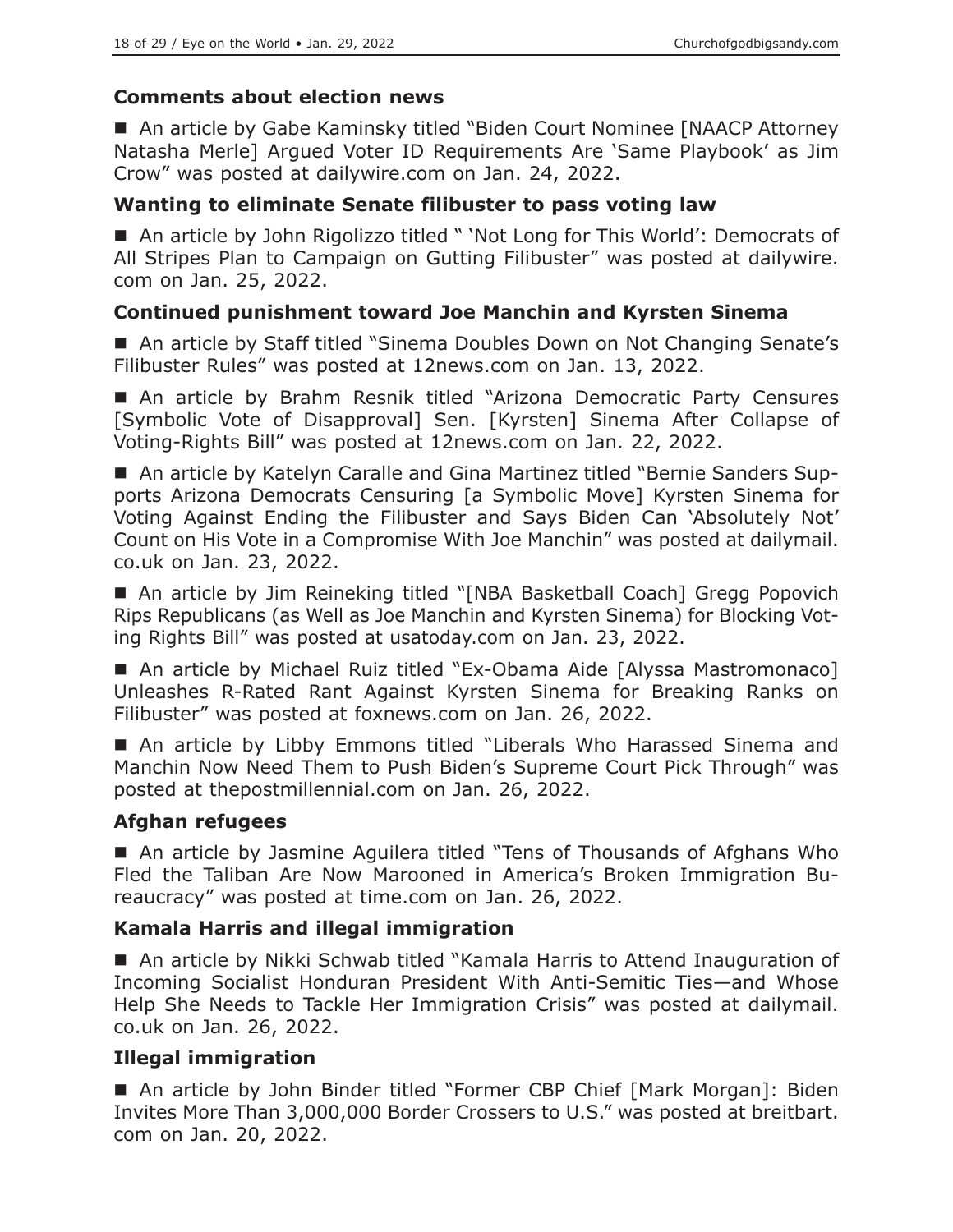### Comments about election news

■ An article by Gabe Kaminsky titled "Biden Court Nominee [NAACP Attorney Natasha Merle] Argued Voter ID Requirements Are 'Same Playbook' as Jim Crow" was posted at dailywire.com on Jan. 24, 2022.

### Wanting to eliminate Senate filibuster to pass voting law

■ An article by John Rigolizzo titled " 'Not Long for This World': Democrats of All Stripes Plan to Campaign on Gutting Filibuster" was posted at dailywire.com on Jan. 25, 2022.

### Continued punishment toward Joe Manchin and Kyrsten Sinema

■ An article by Staff titled "Sinema Doubles Down on Not Changing Senate's Filibuster Rules" was posted at 12news.com on Jan. 13, 2022.

■ An article by Brahm Resnik titled "Arizona Democratic Party Censures [Symbolic Vote of Disapproval] Sen. [Kyrsten] Sinema After Collapse of Voting-Rights Bill" was posted at 12news.com on Jan. 22, 2022.

■ An article by Katelyn Caralle and Gina Martinez titled "Bernie Sanders Supports Arizona Democrats Censuring [a Symbolic Move] Kyrsten Sinema for Voting Against Ending the Filibuster and Says Biden Can 'Absolutely Not' Count on His Vote in a Compromise With Joe Manchin" was posted at dailymail.co.uk on Jan. 23, 2022.

■ An article by Jim Reineking titled "[NBA Basketball Coach] Gregg Popovich Rips Republicans (as Well as Joe Manchin and Kyrsten Sinema) for Blocking Voting Rights Bill" was posted at usatoday.com on Jan. 23, 2022.

■ An article by Michael Ruiz titled "Ex-Obama Aide [Alyssa Mastromonaco] Unleashes R-Rated Rant Against Kyrsten Sinema for Breaking Ranks on Filibuster" was posted at foxnews.com on Jan. 26, 2022.

■ An article by Libby Emmons titled "Liberals Who Harassed Sinema and Manchin Now Need Them to Push Biden's Supreme Court Pick Through" was posted at thepostmillennial.com on Jan. 26, 2022.

### Afghan refugees

■ An article by Jasmine Aguilera titled "Tens of Thousands of Afghans Who Fled the Taliban Are Now Marooned in America's Broken Immigration Bureaucracy" was posted at time.com on Jan. 26, 2022.

### Kamala Harris and illegal immigration

■ An article by Nikki Schwab titled "Kamala Harris to Attend Inauguration of Incoming Socialist Honduran President With Anti-Semitic Ties—and Whose Help She Needs to Tackle Her Immigration Crisis" was posted at dailymail.co.uk on Jan. 26, 2022.

### Illegal immigration

■ An article by John Binder titled "Former CBP Chief [Mark Morgan]: Biden Invites More Than 3,000,000 Border Crossers to U.S." was posted at breitbart.com on Jan. 20, 2022.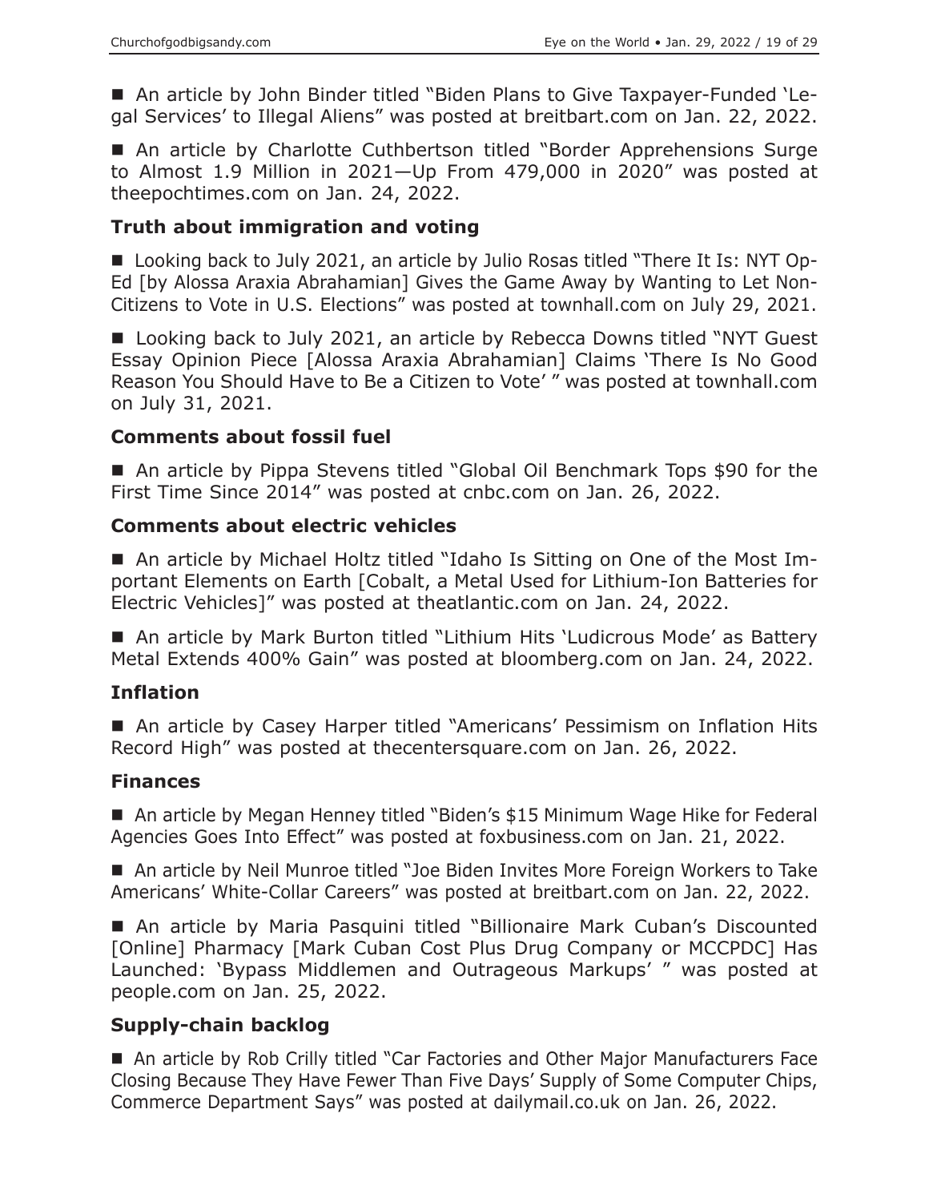■ An article by John Binder titled "Biden Plans to Give Taxpayer-Funded 'Legal Services' to Illegal Aliens" was posted at breitbart.com on Jan. 22, 2022.

■ An article by Charlotte Cuthbertson titled "Border Apprehensions Surge to Almost 1.9 Million in 2021—Up From 479,000 in 2020" was posted at theepochtimes.com on Jan. 24, 2022.

### Truth about immigration and voting

■ Looking back to July 2021, an article by Julio Rosas titled "There It Is: NYT Op-Ed [by Alossa Araxia Abrahamian] Gives the Game Away by Wanting to Let Non-Citizens to Vote in U.S. Elections" was posted at townhall.com on July 29, 2021.

■ Looking back to July 2021, an article by Rebecca Downs titled "NYT Guest Essay Opinion Piece [Alossa Araxia Abrahamian] Claims 'There Is No Good Reason You Should Have to Be a Citizen to Vote' " was posted at townhall.com on July 31, 2021.

### Comments about fossil fuel

■ An article by Pippa Stevens titled "Global Oil Benchmark Tops $90 for the First Time Since 2014" was posted at cnbc.com on Jan. 26, 2022.

### Comments about electric vehicles

■ An article by Michael Holtz titled "Idaho Is Sitting on One of the Most Important Elements on Earth [Cobalt, a Metal Used for Lithium-Ion Batteries for Electric Vehicles]" was posted at theatlantic.com on Jan. 24, 2022.

■ An article by Mark Burton titled "Lithium Hits 'Ludicrous Mode' as Battery Metal Extends 400% Gain" was posted at bloomberg.com on Jan. 24, 2022.

### Inflation

■ An article by Casey Harper titled "Americans' Pessimism on Inflation Hits Record High" was posted at thecentersquare.com on Jan. 26, 2022.

### Finances

■ An article by Megan Henney titled "Biden's $15 Minimum Wage Hike for Federal Agencies Goes Into Effect" was posted at foxbusiness.com on Jan. 21, 2022.

■ An article by Neil Munroe titled "Joe Biden Invites More Foreign Workers to Take Americans' White-Collar Careers" was posted at breitbart.com on Jan. 22, 2022.

■ An article by Maria Pasquini titled "Billionaire Mark Cuban's Discounted [Online] Pharmacy [Mark Cuban Cost Plus Drug Company or MCCPDC] Has Launched: 'Bypass Middlemen and Outrageous Markups' " was posted at people.com on Jan. 25, 2022.

### Supply-chain backlog

■ An article by Rob Crilly titled "Car Factories and Other Major Manufacturers Face Closing Because They Have Fewer Than Five Days' Supply of Some Computer Chips, Commerce Department Says" was posted at dailymail.co.uk on Jan. 26, 2022.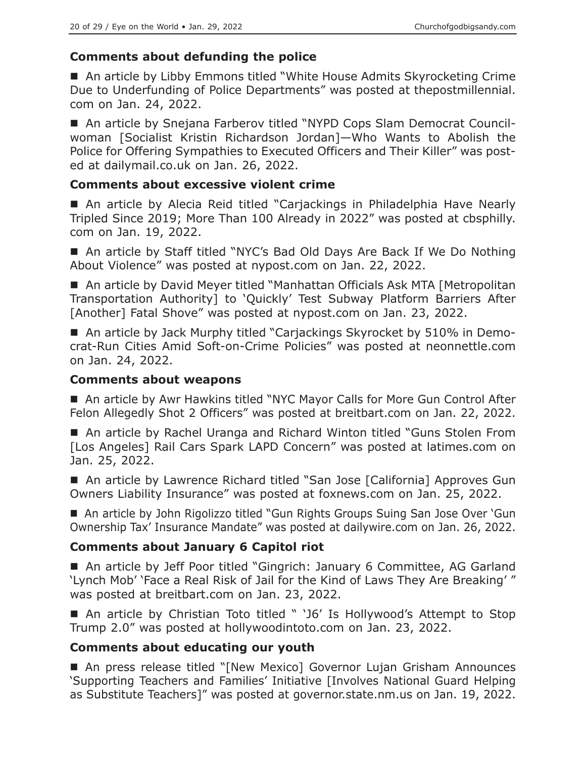### Comments about defunding the police

- An article by Libby Emmons titled "White House Admits Skyrocketing Crime Due to Underfunding of Police Departments" was posted at thepostmillennial.com on Jan. 24, 2022.

- An article by Snejana Farberov titled "NYPD Cops Slam Democrat Councilwoman [Socialist Kristin Richardson Jordan]—Who Wants to Abolish the Police for Offering Sympathies to Executed Officers and Their Killer" was posted at dailymail.co.uk on Jan. 26, 2022.

### Comments about excessive violent crime

- An article by Alecia Reid titled "Carjackings in Philadelphia Have Nearly Tripled Since 2019; More Than 100 Already in 2022" was posted at cbsphilly.com on Jan. 19, 2022.

- An article by Staff titled "NYC's Bad Old Days Are Back If We Do Nothing About Violence" was posted at nypost.com on Jan. 22, 2022.

- An article by David Meyer titled "Manhattan Officials Ask MTA [Metropolitan Transportation Authority] to 'Quickly' Test Subway Platform Barriers After [Another] Fatal Shove" was posted at nypost.com on Jan. 23, 2022.

- An article by Jack Murphy titled "Carjackings Skyrocket by 510% in Democrat-Run Cities Amid Soft-on-Crime Policies" was posted at neonnettle.com on Jan. 24, 2022.

### Comments about weapons

- An article by Awr Hawkins titled "NYC Mayor Calls for More Gun Control After Felon Allegedly Shot 2 Officers" was posted at breitbart.com on Jan. 22, 2022.

- An article by Rachel Uranga and Richard Winton titled "Guns Stolen From [Los Angeles] Rail Cars Spark LAPD Concern" was posted at latimes.com on Jan. 25, 2022.

- An article by Lawrence Richard titled "San Jose [California] Approves Gun Owners Liability Insurance" was posted at foxnews.com on Jan. 25, 2022.

- An article by John Rigolizzo titled "Gun Rights Groups Suing San Jose Over 'Gun Ownership Tax' Insurance Mandate" was posted at dailywire.com on Jan. 26, 2022.

### Comments about January 6 Capitol riot

- An article by Jeff Poor titled "Gingrich: January 6 Committee, AG Garland 'Lynch Mob' 'Face a Real Risk of Jail for the Kind of Laws They Are Breaking' " was posted at breitbart.com on Jan. 23, 2022.

- An article by Christian Toto titled " 'J6' Is Hollywood's Attempt to Stop Trump 2.0" was posted at hollywoodintoto.com on Jan. 23, 2022.

### Comments about educating our youth

- An press release titled "[New Mexico] Governor Lujan Grisham Announces 'Supporting Teachers and Families' Initiative [Involves National Guard Helping as Substitute Teachers]" was posted at governor.state.nm.us on Jan. 19, 2022.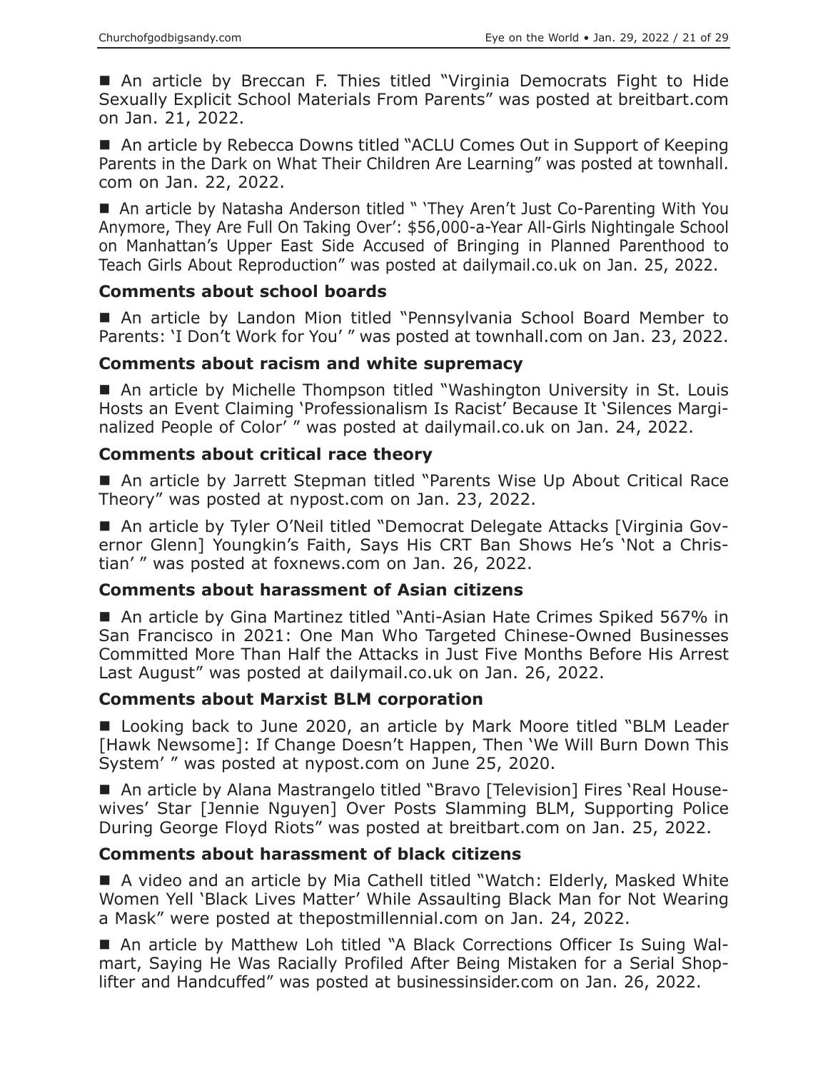■ An article by Breccan F. Thies titled "Virginia Democrats Fight to Hide Sexually Explicit School Materials From Parents" was posted at breitbart.com on Jan. 21, 2022.

■ An article by Rebecca Downs titled "ACLU Comes Out in Support of Keeping Parents in the Dark on What Their Children Are Learning" was posted at townhall.com on Jan. 22, 2022.

■ An article by Natasha Anderson titled " 'They Aren't Just Co-Parenting With You Anymore, They Are Full On Taking Over': $56,000-a-Year All-Girls Nightingale School on Manhattan's Upper East Side Accused of Bringing in Planned Parenthood to Teach Girls About Reproduction" was posted at dailymail.co.uk on Jan. 25, 2022.

### Comments about school boards

■ An article by Landon Mion titled "Pennsylvania School Board Member to Parents: 'I Don't Work for You' " was posted at townhall.com on Jan. 23, 2022.

### Comments about racism and white supremacy

■ An article by Michelle Thompson titled "Washington University in St. Louis Hosts an Event Claiming 'Professionalism Is Racist' Because It 'Silences Marginalized People of Color' " was posted at dailymail.co.uk on Jan. 24, 2022.

### Comments about critical race theory

■ An article by Jarrett Stepman titled "Parents Wise Up About Critical Race Theory" was posted at nypost.com on Jan. 23, 2022.

■ An article by Tyler O'Neil titled "Democrat Delegate Attacks [Virginia Governor Glenn] Youngkin's Faith, Says His CRT Ban Shows He's 'Not a Christian' " was posted at foxnews.com on Jan. 26, 2022.

### Comments about harassment of Asian citizens

■ An article by Gina Martinez titled "Anti-Asian Hate Crimes Spiked 567% in San Francisco in 2021: One Man Who Targeted Chinese-Owned Businesses Committed More Than Half the Attacks in Just Five Months Before His Arrest Last August" was posted at dailymail.co.uk on Jan. 26, 2022.

### Comments about Marxist BLM corporation

■ Looking back to June 2020, an article by Mark Moore titled "BLM Leader [Hawk Newsome]: If Change Doesn't Happen, Then 'We Will Burn Down This System' " was posted at nypost.com on June 25, 2020.

■ An article by Alana Mastrangelo titled "Bravo [Television] Fires 'Real Housewives' Star [Jennie Nguyen] Over Posts Slamming BLM, Supporting Police During George Floyd Riots" was posted at breitbart.com on Jan. 25, 2022.

### Comments about harassment of black citizens

■ A video and an article by Mia Cathell titled "Watch: Elderly, Masked White Women Yell 'Black Lives Matter' While Assaulting Black Man for Not Wearing a Mask" were posted at thepostmillennial.com on Jan. 24, 2022.

■ An article by Matthew Loh titled "A Black Corrections Officer Is Suing Walmart, Saying He Was Racially Profiled After Being Mistaken for a Serial Shoplifter and Handcuffed" was posted at businessinsider.com on Jan. 26, 2022.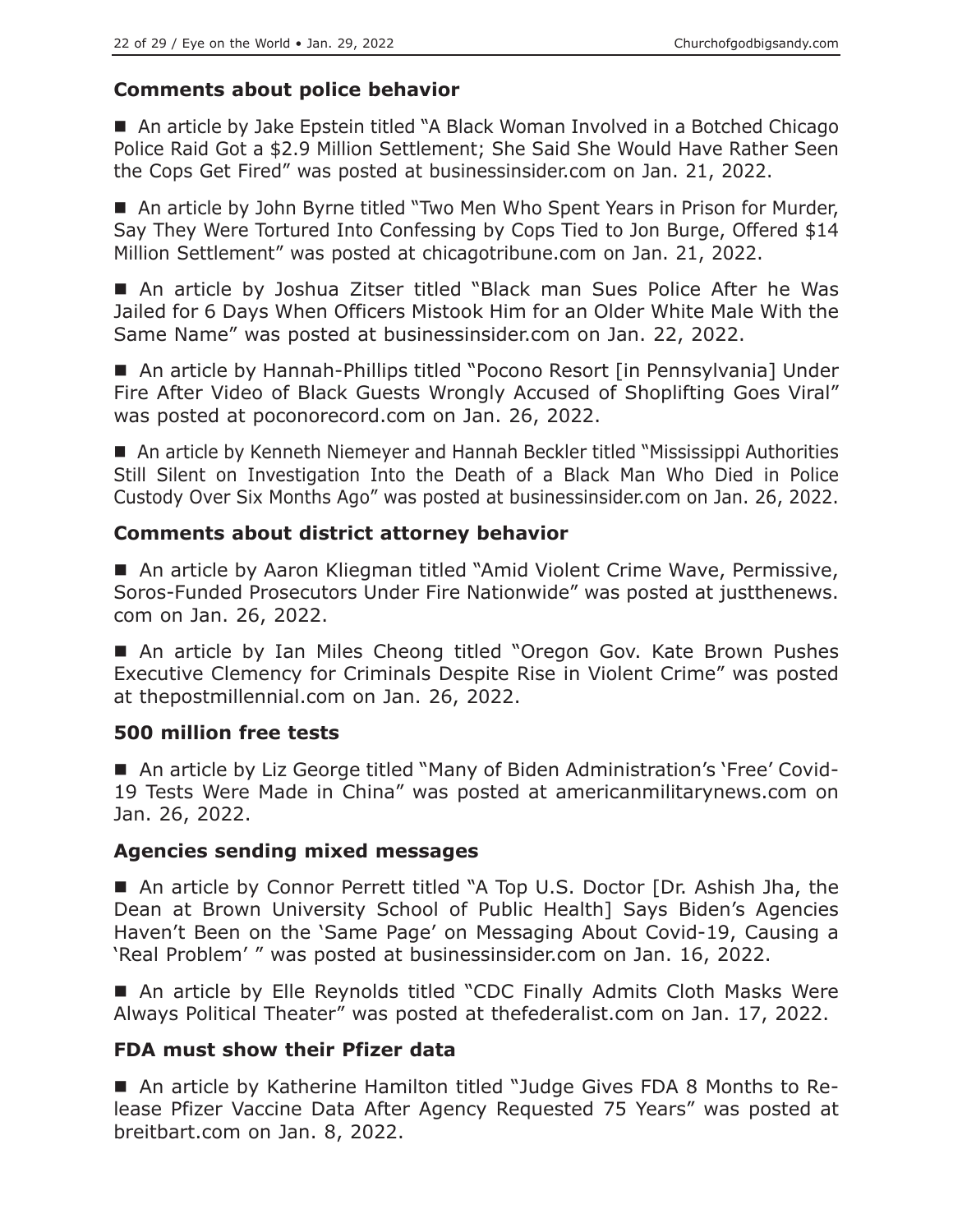### Comments about police behavior

■ An article by Jake Epstein titled "A Black Woman Involved in a Botched Chicago Police Raid Got a $2.9 Million Settlement; She Said She Would Have Rather Seen the Cops Get Fired" was posted at businessinsider.com on Jan. 21, 2022.

■ An article by John Byrne titled "Two Men Who Spent Years in Prison for Murder, Say They Were Tortured Into Confessing by Cops Tied to Jon Burge, Offered $14 Million Settlement" was posted at chicagotribune.com on Jan. 21, 2022.

■ An article by Joshua Zitser titled "Black man Sues Police After he Was Jailed for 6 Days When Officers Mistook Him for an Older White Male With the Same Name" was posted at businessinsider.com on Jan. 22, 2022.

■ An article by Hannah-Phillips titled "Pocono Resort [in Pennsylvania] Under Fire After Video of Black Guests Wrongly Accused of Shoplifting Goes Viral" was posted at poconorecord.com on Jan. 26, 2022.

■ An article by Kenneth Niemeyer and Hannah Beckler titled "Mississippi Authorities Still Silent on Investigation Into the Death of a Black Man Who Died in Police Custody Over Six Months Ago" was posted at businessinsider.com on Jan. 26, 2022.

### Comments about district attorney behavior

■ An article by Aaron Kliegman titled "Amid Violent Crime Wave, Permissive, Soros-Funded Prosecutors Under Fire Nationwide" was posted at justthenews.com on Jan. 26, 2022.

■ An article by Ian Miles Cheong titled "Oregon Gov. Kate Brown Pushes Executive Clemency for Criminals Despite Rise in Violent Crime" was posted at thepostmillennial.com on Jan. 26, 2022.

### 500 million free tests

■ An article by Liz George titled "Many of Biden Administration's 'Free' Covid-19 Tests Were Made in China" was posted at americanmilitarynews.com on Jan. 26, 2022.

### Agencies sending mixed messages

■ An article by Connor Perrett titled "A Top U.S. Doctor [Dr. Ashish Jha, the Dean at Brown University School of Public Health] Says Biden's Agencies Haven't Been on the 'Same Page' on Messaging About Covid-19, Causing a 'Real Problem' " was posted at businessinsider.com on Jan. 16, 2022.

■ An article by Elle Reynolds titled "CDC Finally Admits Cloth Masks Were Always Political Theater" was posted at thefederalist.com on Jan. 17, 2022.

### FDA must show their Pfizer data

■ An article by Katherine Hamilton titled "Judge Gives FDA 8 Months to Release Pfizer Vaccine Data After Agency Requested 75 Years" was posted at breitbart.com on Jan. 8, 2022.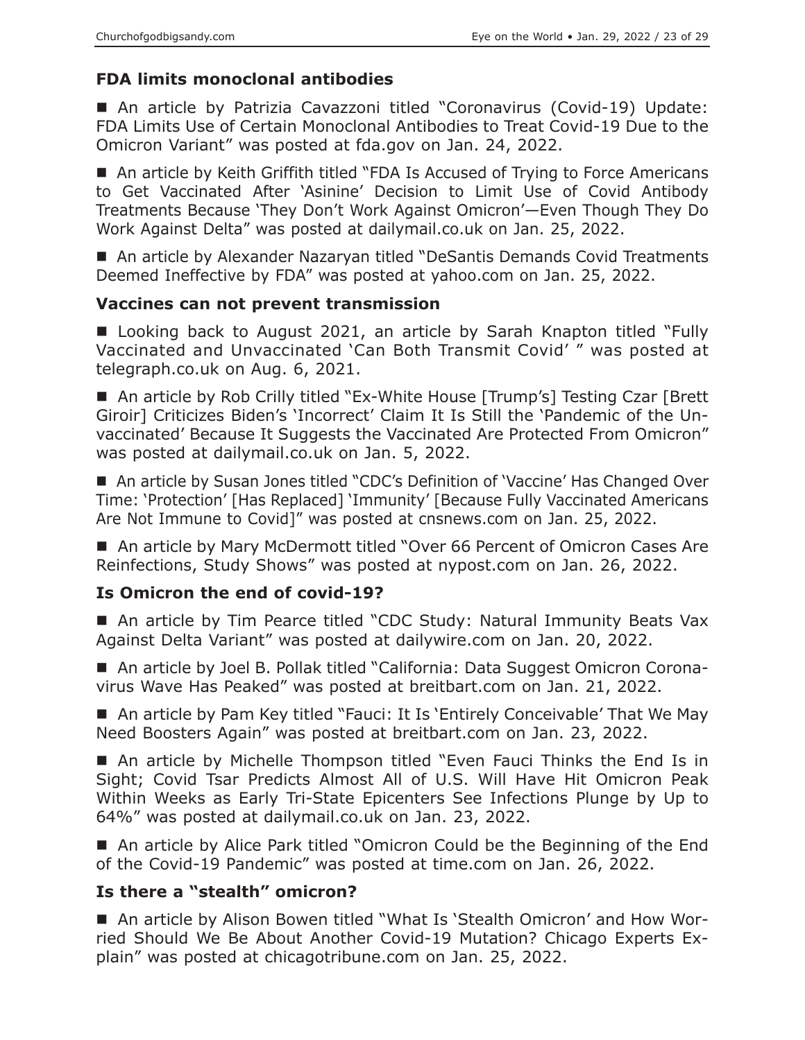### FDA limits monoclonal antibodies

- An article by Patrizia Cavazzoni titled "Coronavirus (Covid-19) Update: FDA Limits Use of Certain Monoclonal Antibodies to Treat Covid-19 Due to the Omicron Variant" was posted at fda.gov on Jan. 24, 2022.

- An article by Keith Griffith titled "FDA Is Accused of Trying to Force Americans to Get Vaccinated After 'Asinine' Decision to Limit Use of Covid Antibody Treatments Because 'They Don't Work Against Omicron'—Even Though They Do Work Against Delta" was posted at dailymail.co.uk on Jan. 25, 2022.

- An article by Alexander Nazaryan titled "DeSantis Demands Covid Treatments Deemed Ineffective by FDA" was posted at yahoo.com on Jan. 25, 2022.

### Vaccines can not prevent transmission

- Looking back to August 2021, an article by Sarah Knapton titled "Fully Vaccinated and Unvaccinated 'Can Both Transmit Covid' " was posted at telegraph.co.uk on Aug. 6, 2021.

- An article by Rob Crilly titled "Ex-White House [Trump's] Testing Czar [Brett Giroir] Criticizes Biden's 'Incorrect' Claim It Is Still the 'Pandemic of the Unvaccinated' Because It Suggests the Vaccinated Are Protected From Omicron" was posted at dailymail.co.uk on Jan. 5, 2022.

- An article by Susan Jones titled "CDC's Definition of 'Vaccine' Has Changed Over Time: 'Protection' [Has Replaced] 'Immunity' [Because Fully Vaccinated Americans Are Not Immune to Covid]" was posted at cnsnews.com on Jan. 25, 2022.

- An article by Mary McDermott titled "Over 66 Percent of Omicron Cases Are Reinfections, Study Shows" was posted at nypost.com on Jan. 26, 2022.

### Is Omicron the end of covid-19?

- An article by Tim Pearce titled "CDC Study: Natural Immunity Beats Vax Against Delta Variant" was posted at dailywire.com on Jan. 20, 2022.

- An article by Joel B. Pollak titled "California: Data Suggest Omicron Coronavirus Wave Has Peaked" was posted at breitbart.com on Jan. 21, 2022.

- An article by Pam Key titled "Fauci: It Is 'Entirely Conceivable' That We May Need Boosters Again" was posted at breitbart.com on Jan. 23, 2022.

- An article by Michelle Thompson titled "Even Fauci Thinks the End Is in Sight; Covid Tsar Predicts Almost All of U.S. Will Have Hit Omicron Peak Within Weeks as Early Tri-State Epicenters See Infections Plunge by Up to 64%" was posted at dailymail.co.uk on Jan. 23, 2022.

- An article by Alice Park titled "Omicron Could be the Beginning of the End of the Covid-19 Pandemic" was posted at time.com on Jan. 26, 2022.

### Is there a "stealth" omicron?

- An article by Alison Bowen titled "What Is 'Stealth Omicron' and How Worried Should We Be About Another Covid-19 Mutation? Chicago Experts Explain" was posted at chicagotribune.com on Jan. 25, 2022.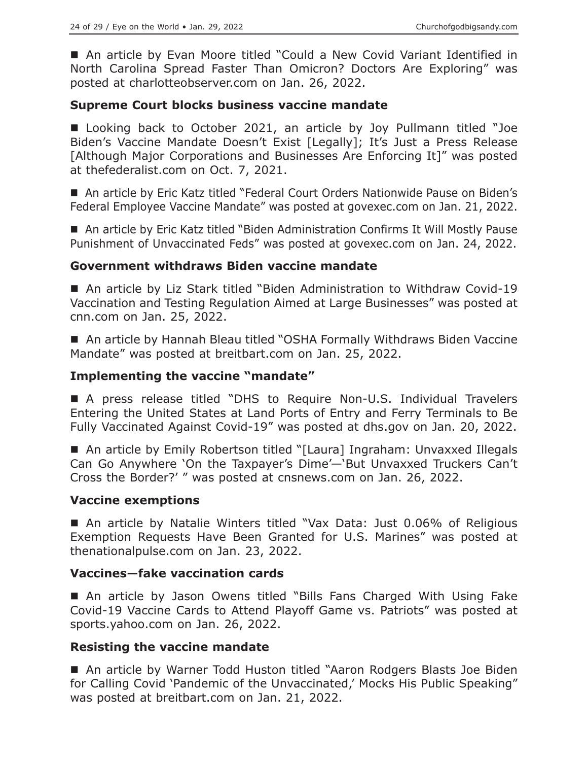■ An article by Evan Moore titled "Could a New Covid Variant Identified in North Carolina Spread Faster Than Omicron? Doctors Are Exploring" was posted at charlotteobserver.com on Jan. 26, 2022.

### Supreme Court blocks business vaccine mandate

■ Looking back to October 2021, an article by Joy Pullmann titled "Joe Biden's Vaccine Mandate Doesn't Exist [Legally]; It's Just a Press Release [Although Major Corporations and Businesses Are Enforcing It]" was posted at thefederalist.com on Oct. 7, 2021.

■ An article by Eric Katz titled "Federal Court Orders Nationwide Pause on Biden's Federal Employee Vaccine Mandate" was posted at govexec.com on Jan. 21, 2022.

■ An article by Eric Katz titled "Biden Administration Confirms It Will Mostly Pause Punishment of Unvaccinated Feds" was posted at govexec.com on Jan. 24, 2022.

### Government withdraws Biden vaccine mandate

■ An article by Liz Stark titled "Biden Administration to Withdraw Covid-19 Vaccination and Testing Regulation Aimed at Large Businesses" was posted at cnn.com on Jan. 25, 2022.

■ An article by Hannah Bleau titled "OSHA Formally Withdraws Biden Vaccine Mandate" was posted at breitbart.com on Jan. 25, 2022.

### Implementing the vaccine "mandate"

■ A press release titled "DHS to Require Non-U.S. Individual Travelers Entering the United States at Land Ports of Entry and Ferry Terminals to Be Fully Vaccinated Against Covid-19" was posted at dhs.gov on Jan. 20, 2022.

■ An article by Emily Robertson titled "[Laura] Ingraham: Unvaxxed Illegals Can Go Anywhere 'On the Taxpayer's Dime'—'But Unvaxxed Truckers Can't Cross the Border?' " was posted at cnsnews.com on Jan. 26, 2022.

### Vaccine exemptions

■ An article by Natalie Winters titled "Vax Data: Just 0.06% of Religious Exemption Requests Have Been Granted for U.S. Marines" was posted at thenationalpulse.com on Jan. 23, 2022.

### Vaccines—fake vaccination cards

■ An article by Jason Owens titled "Bills Fans Charged With Using Fake Covid-19 Vaccine Cards to Attend Playoff Game vs. Patriots" was posted at sports.yahoo.com on Jan. 26, 2022.

### Resisting the vaccine mandate

■ An article by Warner Todd Huston titled "Aaron Rodgers Blasts Joe Biden for Calling Covid 'Pandemic of the Unvaccinated,' Mocks His Public Speaking" was posted at breitbart.com on Jan. 21, 2022.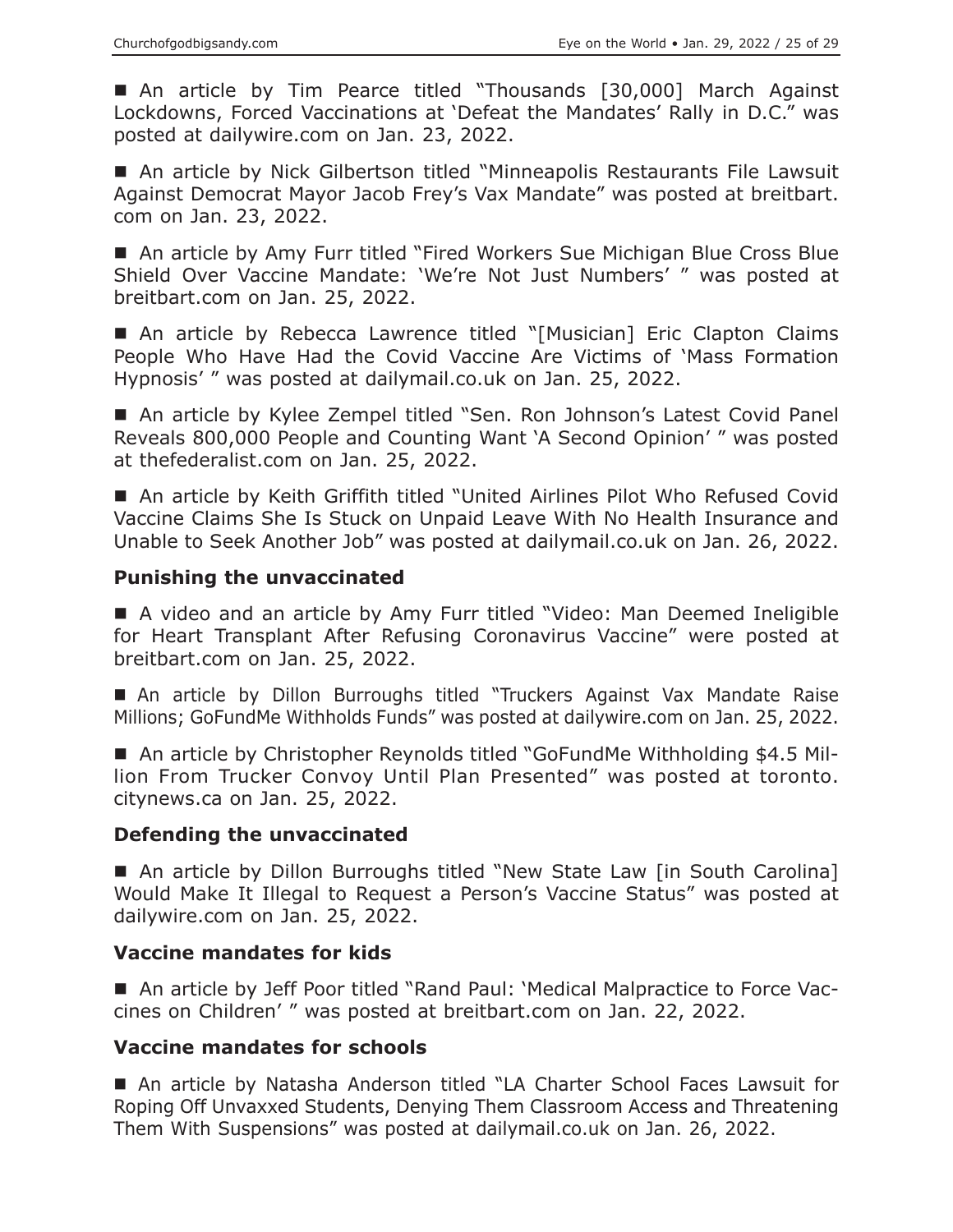■ An article by Tim Pearce titled "Thousands [30,000] March Against Lockdowns, Forced Vaccinations at 'Defeat the Mandates' Rally in D.C." was posted at dailywire.com on Jan. 23, 2022.

■ An article by Nick Gilbertson titled "Minneapolis Restaurants File Lawsuit Against Democrat Mayor Jacob Frey's Vax Mandate" was posted at breitbart.com on Jan. 23, 2022.

■ An article by Amy Furr titled "Fired Workers Sue Michigan Blue Cross Blue Shield Over Vaccine Mandate: 'We're Not Just Numbers' " was posted at breitbart.com on Jan. 25, 2022.

■ An article by Rebecca Lawrence titled "[Musician] Eric Clapton Claims People Who Have Had the Covid Vaccine Are Victims of 'Mass Formation Hypnosis' " was posted at dailymail.co.uk on Jan. 25, 2022.

■ An article by Kylee Zempel titled "Sen. Ron Johnson's Latest Covid Panel Reveals 800,000 People and Counting Want 'A Second Opinion' " was posted at thefederalist.com on Jan. 25, 2022.

■ An article by Keith Griffith titled "United Airlines Pilot Who Refused Covid Vaccine Claims She Is Stuck on Unpaid Leave With No Health Insurance and Unable to Seek Another Job" was posted at dailymail.co.uk on Jan. 26, 2022.

### Punishing the unvaccinated

■ A video and an article by Amy Furr titled "Video: Man Deemed Ineligible for Heart Transplant After Refusing Coronavirus Vaccine" were posted at breitbart.com on Jan. 25, 2022.

■ An article by Dillon Burroughs titled "Truckers Against Vax Mandate Raise Millions; GoFundMe Withholds Funds" was posted at dailywire.com on Jan. 25, 2022.

■ An article by Christopher Reynolds titled "GoFundMe Withholding $4.5 Million From Trucker Convoy Until Plan Presented" was posted at toronto.citynews.ca on Jan. 25, 2022.

### Defending the unvaccinated

■ An article by Dillon Burroughs titled "New State Law [in South Carolina] Would Make It Illegal to Request a Person's Vaccine Status" was posted at dailywire.com on Jan. 25, 2022.

### Vaccine mandates for kids

■ An article by Jeff Poor titled "Rand Paul: 'Medical Malpractice to Force Vaccines on Children' " was posted at breitbart.com on Jan. 22, 2022.

### Vaccine mandates for schools

■ An article by Natasha Anderson titled "LA Charter School Faces Lawsuit for Roping Off Unvaxxed Students, Denying Them Classroom Access and Threatening Them With Suspensions" was posted at dailymail.co.uk on Jan. 26, 2022.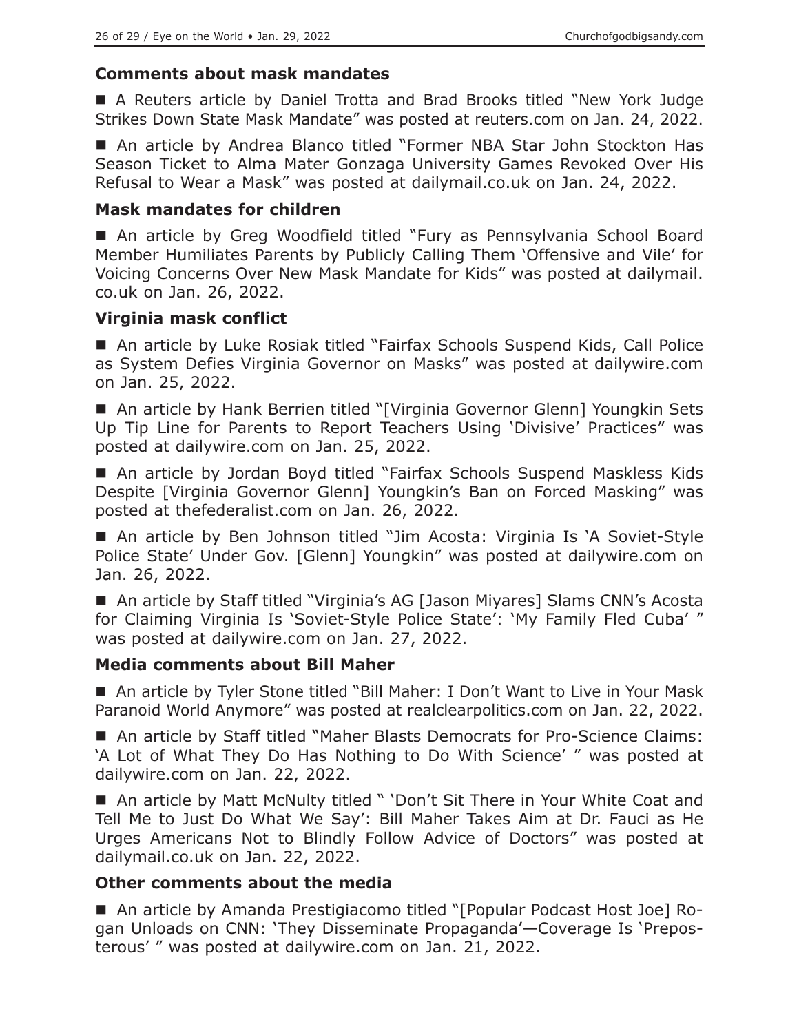### Comments about mask mandates

■ A Reuters article by Daniel Trotta and Brad Brooks titled "New York Judge Strikes Down State Mask Mandate" was posted at reuters.com on Jan. 24, 2022.

■ An article by Andrea Blanco titled "Former NBA Star John Stockton Has Season Ticket to Alma Mater Gonzaga University Games Revoked Over His Refusal to Wear a Mask" was posted at dailymail.co.uk on Jan. 24, 2022.

### Mask mandates for children

■ An article by Greg Woodfield titled "Fury as Pennsylvania School Board Member Humiliates Parents by Publicly Calling Them 'Offensive and Vile' for Voicing Concerns Over New Mask Mandate for Kids" was posted at dailymail.co.uk on Jan. 26, 2022.

### Virginia mask conflict

■ An article by Luke Rosiak titled "Fairfax Schools Suspend Kids, Call Police as System Defies Virginia Governor on Masks" was posted at dailywire.com on Jan. 25, 2022.

■ An article by Hank Berrien titled "[Virginia Governor Glenn] Youngkin Sets Up Tip Line for Parents to Report Teachers Using 'Divisive' Practices" was posted at dailywire.com on Jan. 25, 2022.

■ An article by Jordan Boyd titled "Fairfax Schools Suspend Maskless Kids Despite [Virginia Governor Glenn] Youngkin's Ban on Forced Masking" was posted at thefederalist.com on Jan. 26, 2022.

■ An article by Ben Johnson titled "Jim Acosta: Virginia Is 'A Soviet-Style Police State' Under Gov. [Glenn] Youngkin" was posted at dailywire.com on Jan. 26, 2022.

■ An article by Staff titled "Virginia's AG [Jason Miyares] Slams CNN's Acosta for Claiming Virginia Is 'Soviet-Style Police State': 'My Family Fled Cuba' " was posted at dailywire.com on Jan. 27, 2022.

### Media comments about Bill Maher

■ An article by Tyler Stone titled "Bill Maher: I Don't Want to Live in Your Mask Paranoid World Anymore" was posted at realclearpolitics.com on Jan. 22, 2022.

■ An article by Staff titled "Maher Blasts Democrats for Pro-Science Claims: 'A Lot of What They Do Has Nothing to Do With Science' " was posted at dailywire.com on Jan. 22, 2022.

■ An article by Matt McNulty titled " 'Don't Sit There in Your White Coat and Tell Me to Just Do What We Say': Bill Maher Takes Aim at Dr. Fauci as He Urges Americans Not to Blindly Follow Advice of Doctors" was posted at dailymail.co.uk on Jan. 22, 2022.

### Other comments about the media

■ An article by Amanda Prestigiacomo titled "[Popular Podcast Host Joe] Rogan Unloads on CNN: 'They Disseminate Propaganda'—Coverage Is 'Preposterous' " was posted at dailywire.com on Jan. 21, 2022.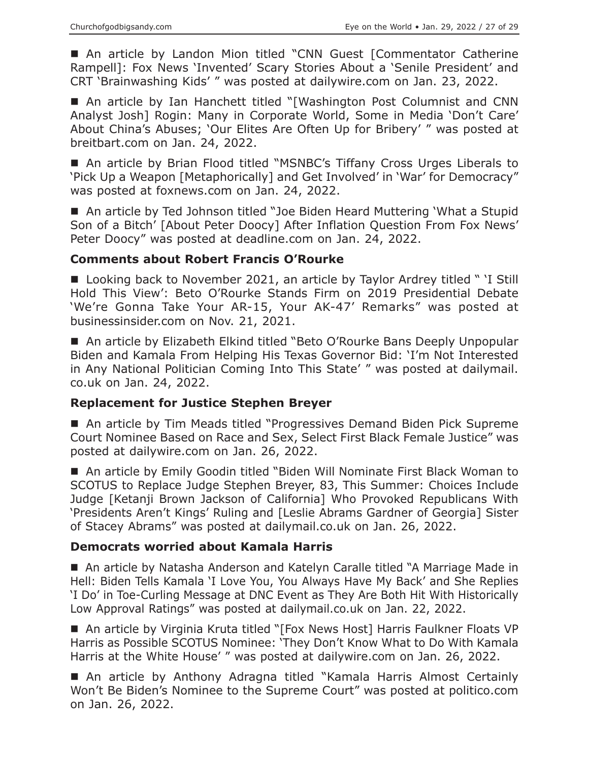■ An article by Landon Mion titled "CNN Guest [Commentator Catherine Rampell]: Fox News 'Invented' Scary Stories About a 'Senile President' and CRT 'Brainwashing Kids' " was posted at dailywire.com on Jan. 23, 2022.

■ An article by Ian Hanchett titled "[Washington Post Columnist and CNN Analyst Josh] Rogin: Many in Corporate World, Some in Media 'Don't Care' About China's Abuses; 'Our Elites Are Often Up for Bribery' " was posted at breitbart.com on Jan. 24, 2022.

■ An article by Brian Flood titled "MSNBC's Tiffany Cross Urges Liberals to 'Pick Up a Weapon [Metaphorically] and Get Involved' in 'War' for Democracy" was posted at foxnews.com on Jan. 24, 2022.

■ An article by Ted Johnson titled "Joe Biden Heard Muttering 'What a Stupid Son of a Bitch' [About Peter Doocy] After Inflation Question From Fox News' Peter Doocy" was posted at deadline.com on Jan. 24, 2022.

### Comments about Robert Francis O'Rourke

■ Looking back to November 2021, an article by Taylor Ardrey titled " 'I Still Hold This View': Beto O'Rourke Stands Firm on 2019 Presidential Debate 'We're Gonna Take Your AR-15, Your AK-47' Remarks" was posted at businessinsider.com on Nov. 21, 2021.

■ An article by Elizabeth Elkind titled "Beto O'Rourke Bans Deeply Unpopular Biden and Kamala From Helping His Texas Governor Bid: 'I'm Not Interested in Any National Politician Coming Into This State' " was posted at dailymail.co.uk on Jan. 24, 2022.

### Replacement for Justice Stephen Breyer

■ An article by Tim Meads titled "Progressives Demand Biden Pick Supreme Court Nominee Based on Race and Sex, Select First Black Female Justice" was posted at dailywire.com on Jan. 26, 2022.

■ An article by Emily Goodin titled "Biden Will Nominate First Black Woman to SCOTUS to Replace Judge Stephen Breyer, 83, This Summer: Choices Include Judge [Ketanji Brown Jackson of California] Who Provoked Republicans With 'Presidents Aren't Kings' Ruling and [Leslie Abrams Gardner of Georgia] Sister of Stacey Abrams" was posted at dailymail.co.uk on Jan. 26, 2022.

### Democrats worried about Kamala Harris

■ An article by Natasha Anderson and Katelyn Caralle titled "A Marriage Made in Hell: Biden Tells Kamala 'I Love You, You Always Have My Back' and She Replies 'I Do' in Toe-Curling Message at DNC Event as They Are Both Hit With Historically Low Approval Ratings" was posted at dailymail.co.uk on Jan. 22, 2022.

■ An article by Virginia Kruta titled "[Fox News Host] Harris Faulkner Floats VP Harris as Possible SCOTUS Nominee: 'They Don't Know What to Do With Kamala Harris at the White House' " was posted at dailywire.com on Jan. 26, 2022.

■ An article by Anthony Adragna titled "Kamala Harris Almost Certainly Won't Be Biden's Nominee to the Supreme Court" was posted at politico.com on Jan. 26, 2022.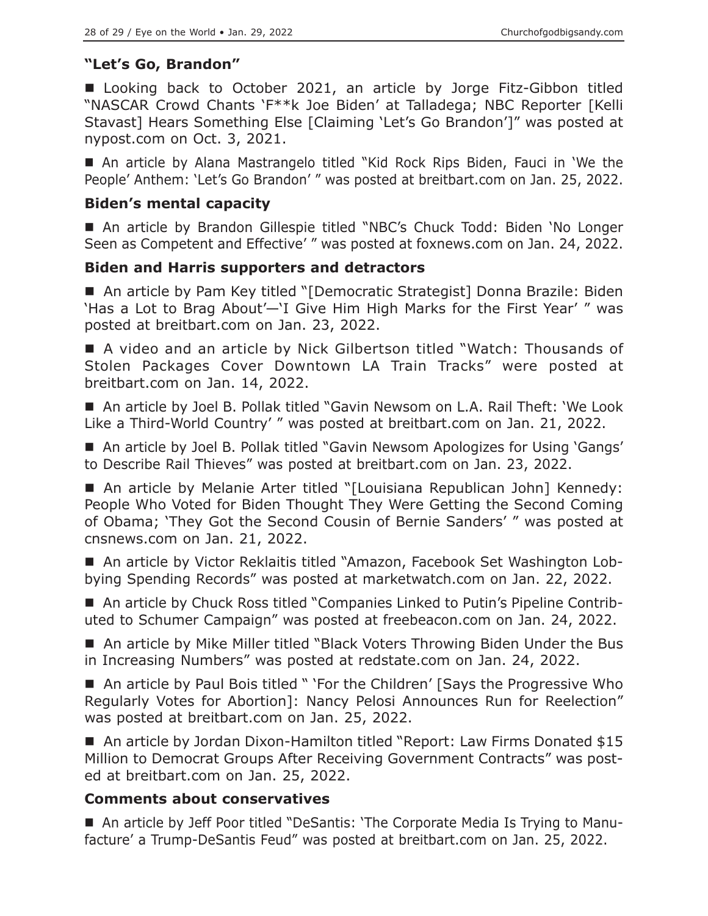### "Let's Go, Brandon"

■ Looking back to October 2021, an article by Jorge Fitz-Gibbon titled "NASCAR Crowd Chants 'F**k Joe Biden' at Talladega; NBC Reporter [Kelli Stavast] Hears Something Else [Claiming 'Let's Go Brandon']" was posted at nypost.com on Oct. 3, 2021.

■ An article by Alana Mastrangelo titled "Kid Rock Rips Biden, Fauci in 'We the People' Anthem: 'Let's Go Brandon' " was posted at breitbart.com on Jan. 25, 2022.

### Biden's mental capacity

■ An article by Brandon Gillespie titled "NBC's Chuck Todd: Biden 'No Longer Seen as Competent and Effective' " was posted at foxnews.com on Jan. 24, 2022.

### Biden and Harris supporters and detractors

■ An article by Pam Key titled "[Democratic Strategist] Donna Brazile: Biden 'Has a Lot to Brag About'—'I Give Him High Marks for the First Year' " was posted at breitbart.com on Jan. 23, 2022.

■ A video and an article by Nick Gilbertson titled "Watch: Thousands of Stolen Packages Cover Downtown LA Train Tracks" were posted at breitbart.com on Jan. 14, 2022.

■ An article by Joel B. Pollak titled "Gavin Newsom on L.A. Rail Theft: 'We Look Like a Third-World Country' " was posted at breitbart.com on Jan. 21, 2022.

■ An article by Joel B. Pollak titled "Gavin Newsom Apologizes for Using 'Gangs' to Describe Rail Thieves" was posted at breitbart.com on Jan. 23, 2022.

■ An article by Melanie Arter titled "[Louisiana Republican John] Kennedy: People Who Voted for Biden Thought They Were Getting the Second Coming of Obama; 'They Got the Second Cousin of Bernie Sanders' " was posted at cnsnews.com on Jan. 21, 2022.

■ An article by Victor Reklaitis titled "Amazon, Facebook Set Washington Lobbying Spending Records" was posted at marketwatch.com on Jan. 22, 2022.

■ An article by Chuck Ross titled "Companies Linked to Putin's Pipeline Contributed to Schumer Campaign" was posted at freebeacon.com on Jan. 24, 2022.

■ An article by Mike Miller titled "Black Voters Throwing Biden Under the Bus in Increasing Numbers" was posted at redstate.com on Jan. 24, 2022.

■ An article by Paul Bois titled " 'For the Children' [Says the Progressive Who Regularly Votes for Abortion]: Nancy Pelosi Announces Run for Reelection" was posted at breitbart.com on Jan. 25, 2022.

■ An article by Jordan Dixon-Hamilton titled "Report: Law Firms Donated $15 Million to Democrat Groups After Receiving Government Contracts" was posted at breitbart.com on Jan. 25, 2022.

### Comments about conservatives

■ An article by Jeff Poor titled "DeSantis: 'The Corporate Media Is Trying to Manufacture' a Trump-DeSantis Feud" was posted at breitbart.com on Jan. 25, 2022.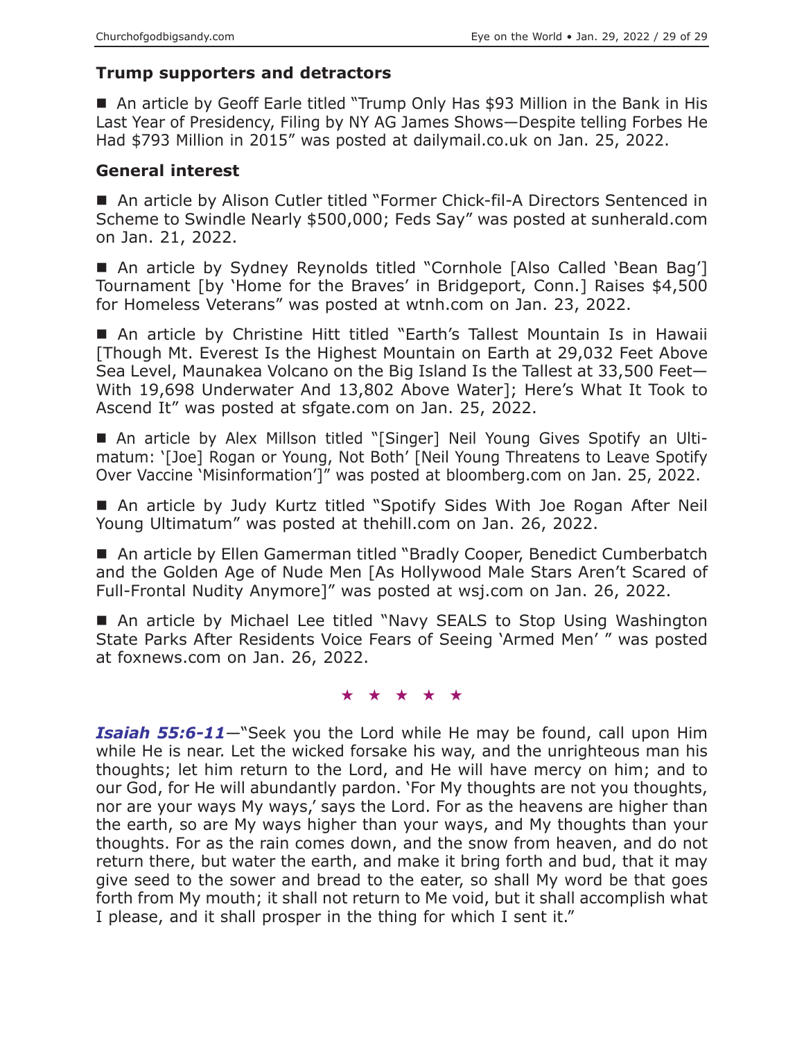### Trump supporters and detractors

■ An article by Geoff Earle titled "Trump Only Has $93 Million in the Bank in His Last Year of Presidency, Filing by NY AG James Shows—Despite telling Forbes He Had $793 Million in 2015" was posted at dailymail.co.uk on Jan. 25, 2022.

### General interest

■ An article by Alison Cutler titled "Former Chick-fil-A Directors Sentenced in Scheme to Swindle Nearly $500,000; Feds Say" was posted at sunherald.com on Jan. 21, 2022.

■ An article by Sydney Reynolds titled "Cornhole [Also Called 'Bean Bag'] Tournament [by 'Home for the Braves' in Bridgeport, Conn.] Raises $4,500 for Homeless Veterans" was posted at wtnh.com on Jan. 23, 2022.

■ An article by Christine Hitt titled "Earth's Tallest Mountain Is in Hawaii [Though Mt. Everest Is the Highest Mountain on Earth at 29,032 Feet Above Sea Level, Maunakea Volcano on the Big Island Is the Tallest at 33,500 Feet—With 19,698 Underwater And 13,802 Above Water]; Here's What It Took to Ascend It" was posted at sfgate.com on Jan. 25, 2022.

■ An article by Alex Millson titled "[Singer] Neil Young Gives Spotify an Ultimatum: '[Joe] Rogan or Young, Not Both' [Neil Young Threatens to Leave Spotify Over Vaccine 'Misinformation']" was posted at bloomberg.com on Jan. 25, 2022.

■ An article by Judy Kurtz titled "Spotify Sides With Joe Rogan After Neil Young Ultimatum" was posted at thehill.com on Jan. 26, 2022.

■ An article by Ellen Gamerman titled "Bradly Cooper, Benedict Cumberbatch and the Golden Age of Nude Men [As Hollywood Male Stars Aren't Scared of Full-Frontal Nudity Anymore]" was posted at wsj.com on Jan. 26, 2022.

■ An article by Michael Lee titled "Navy SEALS to Stop Using Washington State Parks After Residents Voice Fears of Seeing 'Armed Men' " was posted at foxnews.com on Jan. 26, 2022.

★ ★ ★ ★ ★

***Isaiah 55:6-11***—"Seek you the Lord while He may be found, call upon Him while He is near. Let the wicked forsake his way, and the unrighteous man his thoughts; let him return to the Lord, and He will have mercy on him; and to our God, for He will abundantly pardon. 'For My thoughts are not you thoughts, nor are your ways My ways,' says the Lord. For as the heavens are higher than the earth, so are My ways higher than your ways, and My thoughts than your thoughts. For as the rain comes down, and the snow from heaven, and do not return there, but water the earth, and make it bring forth and bud, that it may give seed to the sower and bread to the eater, so shall My word be that goes forth from My mouth; it shall not return to Me void, but it shall accomplish what I please, and it shall prosper in the thing for which I sent it."